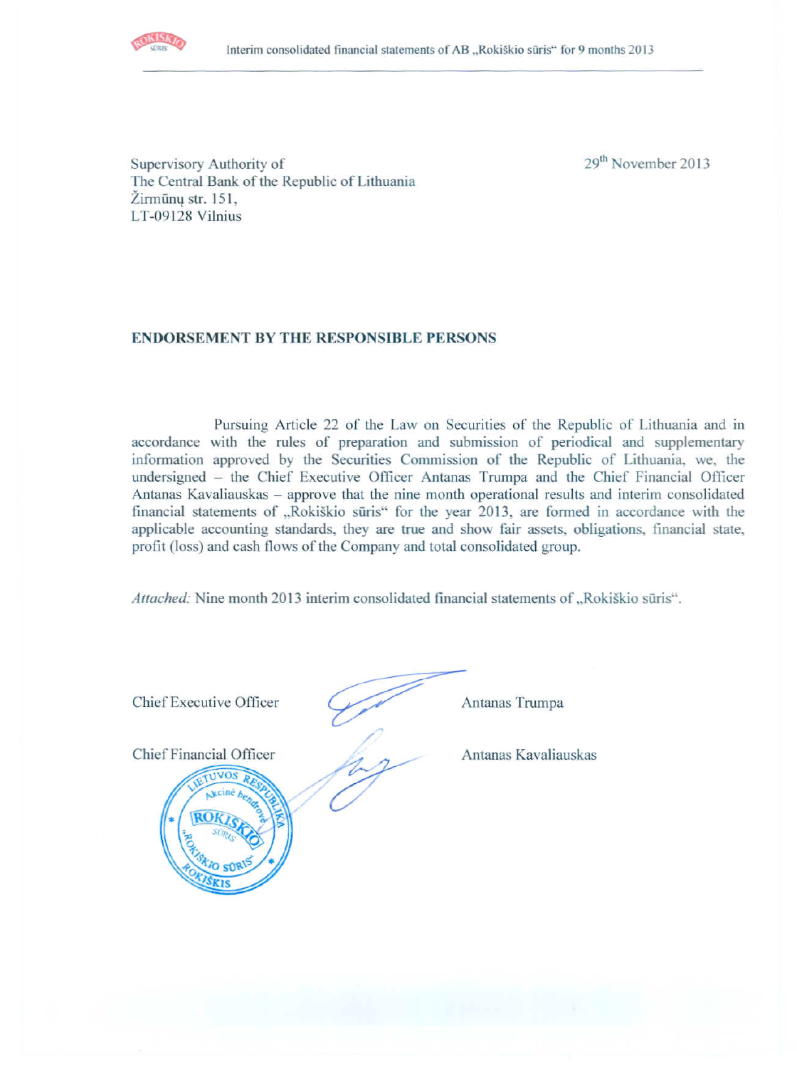Supervisory Authority of
The Central Bank of the Republic of Lithuania
Žirmūnų str. 151,
LT-09128 Vilnius

29th November 2013

**ENDORSEMENT BY THE RESPONSIBLE PERSONS**

Pursuing Article 22 of the Law on Securities of the Republic of Lithuania and in accordance with the rules of preparation and submission of periodical and supplementary information approved by the Securities Commission of the Republic of Lithuania, we, the undersigned – the Chief Executive Officer Antanas Trumpa and the Chief Financial Officer Antanas Kavaliauskas – approve that the nine month operational results and interim consolidated financial statements of „Rokiškio sūris" for the year 2013, are formed in accordance with the applicable accounting standards, they are true and show fair assets, obligations, financial state, profit (loss) and cash flows of the Company and total consolidated group.

*Attached:* Nine month 2013 interim consolidated financial statements of „Rokiškio sūris".

Chief Executive Officer Antanas Trumpa

Chief Financial Officer Antanas Kavaliauskas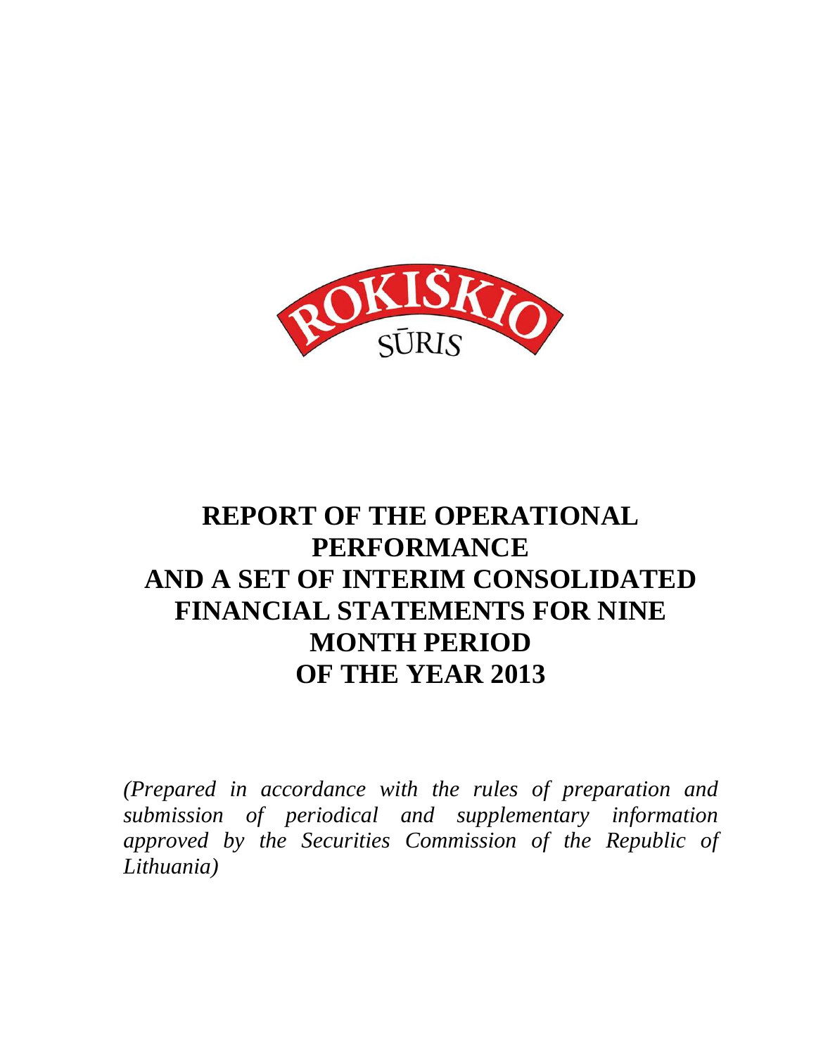ROKIŠKIO SŪRIS

# REPORT OF THE OPERATIONAL PERFORMANCE AND A SET OF INTERIM CONSOLIDATED FINANCIAL STATEMENTS FOR NINE MONTH PERIOD OF THE YEAR 2013

*(Prepared in accordance with the rules of preparation and submission of periodical and supplementary information approved by the Securities Commission of the Republic of Lithuania)*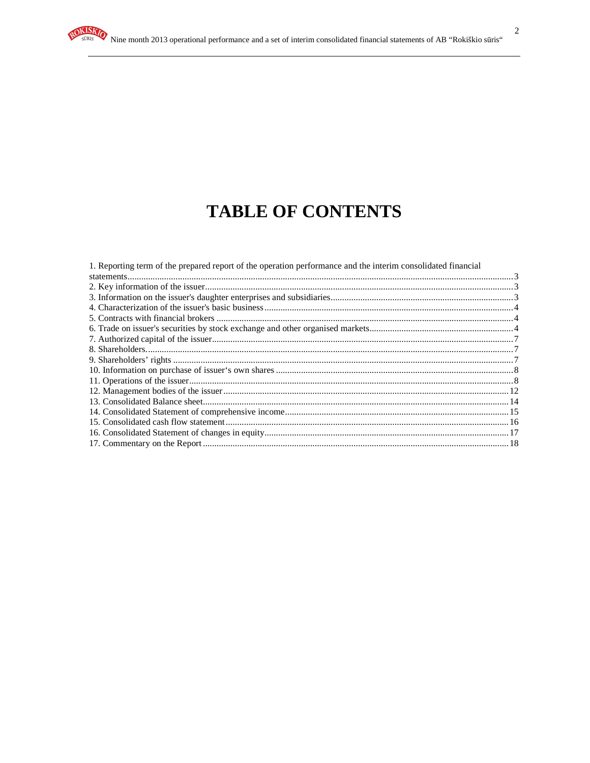# TABLE OF CONTENTS

1. Reporting term of the prepared report of the operation performance and the interim consolidated financial statements ........ 3
2. Key information of the issuer ........ 3
3. Information on the issuer's daughter enterprises and subsidiaries ........ 3
4. Characterization of the issuer's basic business ........ 4
5. Contracts with financial brokers ........ 4
6. Trade on issuer's securities by stock exchange and other organised markets ........ 4
7. Authorized capital of the issuer ........ 7
8. Shareholders. ........ 7
9. Shareholders' rights ........ 7
10. Information on purchase of issuer‘s own shares ........ 8
11. Operations of the issuer ........ 8
12. Management bodies of the issuer ........ 12
13. Consolidated Balance sheet ........ 14
14. Consolidated Statement of comprehensive income ........ 15
15. Consolidated cash flow statement ........ 16
16. Consolidated Statement of changes in equity ........ 17
17. Commentary on the Report ........ 18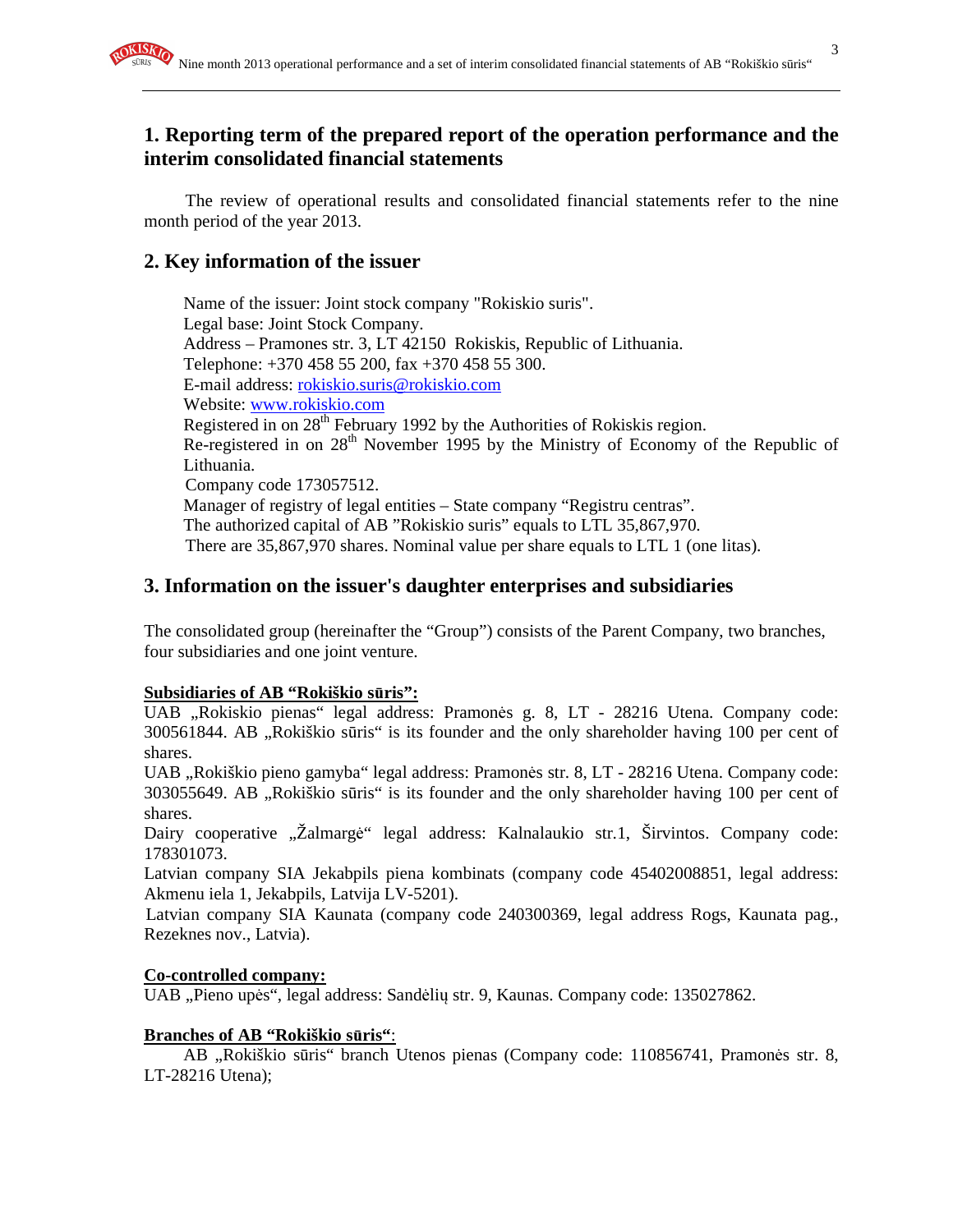## 1. Reporting term of the prepared report of the operation performance and the interim consolidated financial statements

The review of operational results and consolidated financial statements refer to the nine month period of the year 2013.

## 2. Key information of the issuer

Name of the issuer: Joint stock company "Rokiskio suris".
Legal base: Joint Stock Company.
Address – Pramones str. 3, LT 42150 Rokiskis, Republic of Lithuania.
Telephone: +370 458 55 200, fax +370 458 55 300.
E-mail address: rokiskio.suris@rokiskio.com
Website: www.rokiskio.com
Registered in on 28th February 1992 by the Authorities of Rokiskis region.
Re-registered in on 28th November 1995 by the Ministry of Economy of the Republic of Lithuania.
Company code 173057512.
Manager of registry of legal entities – State company "Registru centras".
The authorized capital of AB "Rokiskio suris" equals to LTL 35,867,970.
There are 35,867,970 shares. Nominal value per share equals to LTL 1 (one litas).

## 3. Information on the issuer's daughter enterprises and subsidiaries

The consolidated group (hereinafter the "Group") consists of the Parent Company, two branches, four subsidiaries and one joint venture.

**Subsidiaries of AB "Rokiškio sūris":**

UAB „Rokiskio pienas" legal address: Pramonės g. 8, LT - 28216 Utena. Company code: 300561844. AB „Rokiškio sūris" is its founder and the only shareholder having 100 per cent of shares.
UAB „Rokiškio pieno gamyba" legal address: Pramonės str. 8, LT - 28216 Utena. Company code: 303055649. AB „Rokiškio sūris" is its founder and the only shareholder having 100 per cent of shares.
Dairy cooperative „Žalmargė" legal address: Kalnalaukio str.1, Širvintos. Company code: 178301073.
Latvian company SIA Jekabpils piena kombinats (company code 45402008851, legal address: Akmenu iela 1, Jekabpils, Latvija LV-5201).
Latvian company SIA Kaunata (company code 240300369, legal address Rogs, Kaunata pag., Rezeknes nov., Latvia).

**Co-controlled company:**

UAB „Pieno upės", legal address: Sandėlių str. 9, Kaunas. Company code: 135027862.

**Branches of AB "Rokiškio sūris"**:

AB „Rokiškio sūris" branch Utenos pienas (Company code: 110856741, Pramonės str. 8, LT-28216 Utena);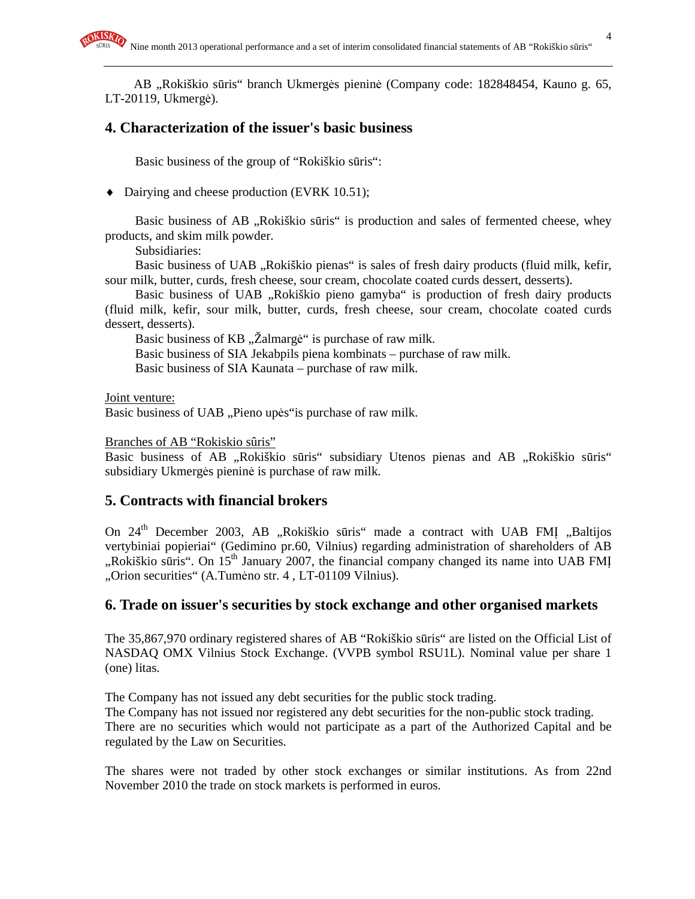AB „Rokiškio sūris" branch Ukmergės pieninė (Company code: 182848454, Kauno g. 65, LT-20119, Ukmergė).

## 4. Characterization of the issuer's basic business

Basic business of the group of "Rokiškio sūris":

- Dairying and cheese production (EVRK 10.51);

Basic business of AB „Rokiškio sūris" is production and sales of fermented cheese, whey products, and skim milk powder.

Subsidiaries:

Basic business of UAB „Rokiškio pienas" is sales of fresh dairy products (fluid milk, kefir, sour milk, butter, curds, fresh cheese, sour cream, chocolate coated curds dessert, desserts).

Basic business of UAB „Rokiškio pieno gamyba" is production of fresh dairy products (fluid milk, kefir, sour milk, butter, curds, fresh cheese, sour cream, chocolate coated curds dessert, desserts).

Basic business of KB „Žalmargė" is purchase of raw milk.

Basic business of SIA Jekabpils piena kombinats – purchase of raw milk.

Basic business of SIA Kaunata – purchase of raw milk.

Joint venture:

Basic business of UAB „Pieno upės"is purchase of raw milk.

Branches of AB "Rokiskio sûris"

Basic business of AB „Rokiškio sūris" subsidiary Utenos pienas and AB „Rokiškio sūris" subsidiary Ukmergės pieninė is purchase of raw milk.

## 5. Contracts with financial brokers

On 24th December 2003, AB „Rokiškio sūris" made a contract with UAB FMĮ „Baltijos vertybiniai popieriai" (Gedimino pr.60, Vilnius) regarding administration of shareholders of AB „Rokiškio sūris". On 15th January 2007, the financial company changed its name into UAB FMĮ „Orion securities" (A.Tumėno str. 4 , LT-01109 Vilnius).

## 6. Trade on issuer's securities by stock exchange and other organised markets

The 35,867,970 ordinary registered shares of AB "Rokiškio sūris" are listed on the Official List of NASDAQ OMX Vilnius Stock Exchange. (VVPB symbol RSU1L). Nominal value per share 1 (one) litas.

The Company has not issued any debt securities for the public stock trading.
The Company has not issued nor registered any debt securities for the non-public stock trading.
There are no securities which would not participate as a part of the Authorized Capital and be regulated by the Law on Securities.

The shares were not traded by other stock exchanges or similar institutions. As from 22nd November 2010 the trade on stock markets is performed in euros.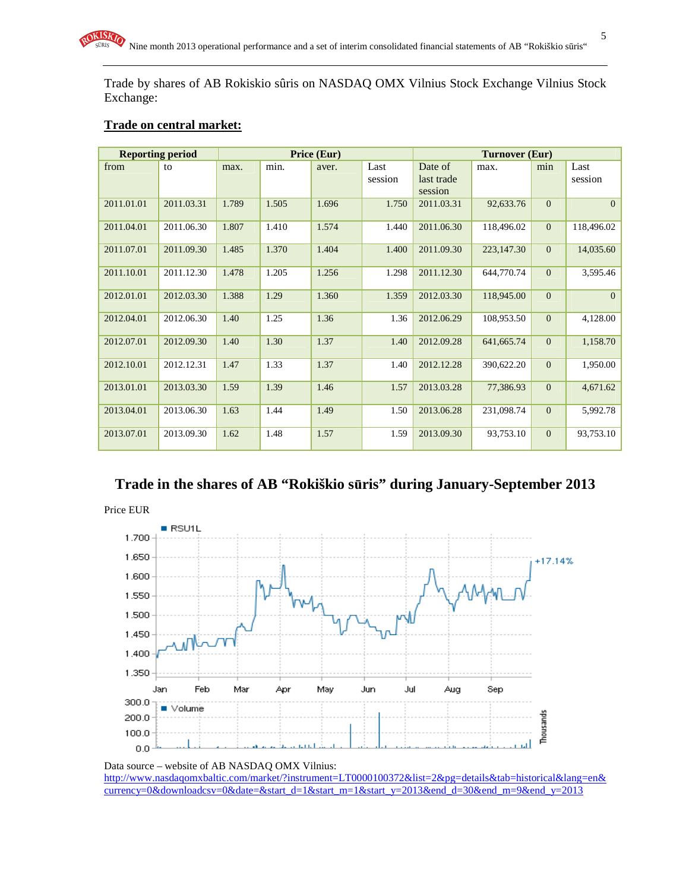Trade by shares of AB Rokiskio sûris on NASDAQ OMX Vilnius Stock Exchange Vilnius Stock Exchange:

**Trade on central market:**

| Reporting period | | Price (Eur) | | | | Turnover (Eur) | | | |
|---|---|---|---|---|---|---|---|---|---|
| from | to | max. | min. | aver. | Last session | Date of last trade session | max. | min | Last session |
| 2011.01.01 | 2011.03.31 | 1.789 | 1.505 | 1.696 | 1.750 | 2011.03.31 | 92,633.76 | 0 | 0 |
| 2011.04.01 | 2011.06.30 | 1.807 | 1.410 | 1.574 | 1.440 | 2011.06.30 | 118,496.02 | 0 | 118,496.02 |
| 2011.07.01 | 2011.09.30 | 1.485 | 1.370 | 1.404 | 1.400 | 2011.09.30 | 223,147.30 | 0 | 14,035.60 |
| 2011.10.01 | 2011.12.30 | 1.478 | 1.205 | 1.256 | 1.298 | 2011.12.30 | 644,770.74 | 0 | 3,595.46 |
| 2012.01.01 | 2012.03.30 | 1.388 | 1.29 | 1.360 | 1.359 | 2012.03.30 | 118,945.00 | 0 | 0 |
| 2012.04.01 | 2012.06.30 | 1.40 | 1.25 | 1.36 | 1.36 | 2012.06.29 | 108,953.50 | 0 | 4,128.00 |
| 2012.07.01 | 2012.09.30 | 1.40 | 1.30 | 1.37 | 1.40 | 2012.09.28 | 641,665.74 | 0 | 1,158.70 |
| 2012.10.01 | 2012.12.31 | 1.47 | 1.33 | 1.37 | 1.40 | 2012.12.28 | 390,622.20 | 0 | 1,950.00 |
| 2013.01.01 | 2013.03.30 | 1.59 | 1.39 | 1.46 | 1.57 | 2013.03.28 | 77,386.93 | 0 | 4,671.62 |
| 2013.04.01 | 2013.06.30 | 1.63 | 1.44 | 1.49 | 1.50 | 2013.06.28 | 231,098.74 | 0 | 5,992.78 |
| 2013.07.01 | 2013.09.30 | 1.62 | 1.48 | 1.57 | 1.59 | 2013.09.30 | 93,753.10 | 0 | 93,753.10 |

## Trade in the shares of AB "Rokiškio sūris" during January-September 2013

Price EUR

Data source – website of AB NASDAQ OMX Vilnius:
http://www.nasdaqomxbaltic.com/market/?instrument=LT0000100372&list=2&pg=details&tab=historical&lang=en&currency=0&downloadcsv=0&date=&start_d=1&start_m=1&start_y=2013&end_d=30&end_m=9&end_y=2013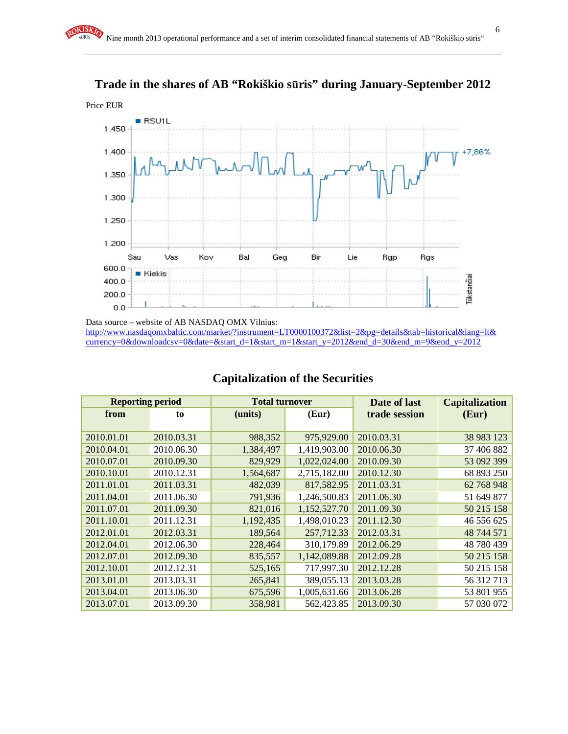## Trade in the shares of AB "Rokiškio sūris" during January-September 2012

Price EUR

Data source – website of AB NASDAQ OMX Vilnius:
http://www.nasdaqomxbaltic.com/market/?instrument=LT0000100372&list=2&pg=details&tab=historical&lang=lt&currency=0&downloadcsv=0&date=&start_d=1&start_m=1&start_y=2012&end_d=30&end_m=9&end_y=2012

## Capitalization of the Securities

| Reporting period | | Total turnover | | Date of last trade session | Capitalization (Eur) |
|---|---|---|---|---|---|
| from | to | (units) | (Eur) | | |
| 2010.01.01 | 2010.03.31 | 988,352 | 975,929.00 | 2010.03.31 | 38 983 123 |
| 2010.04.01 | 2010.06.30 | 1,384,497 | 1,419,903.00 | 2010.06.30 | 37 406 882 |
| 2010.07.01 | 2010.09.30 | 829,929 | 1,022,024.00 | 2010.09.30 | 53 092 399 |
| 2010.10.01 | 2010.12.31 | 1,564,687 | 2,715,182.00 | 2010.12.30 | 68 893 250 |
| 2011.01.01 | 2011.03.31 | 482,039 | 817,582.95 | 2011.03.31 | 62 768 948 |
| 2011.04.01 | 2011.06.30 | 791,936 | 1,246,500.83 | 2011.06.30 | 51 649 877 |
| 2011.07.01 | 2011.09.30 | 821,016 | 1,152,527.70 | 2011.09.30 | 50 215 158 |
| 2011.10.01 | 2011.12.31 | 1,192,435 | 1,498,010.23 | 2011.12.30 | 46 556 625 |
| 2012.01.01 | 2012.03.31 | 189,564 | 257,712.33 | 2012.03.31 | 48 744 571 |
| 2012.04.01 | 2012.06.30 | 228,464 | 310,179.89 | 2012.06.29 | 48 780 439 |
| 2012.07.01 | 2012.09.30 | 835,557 | 1,142,089.88 | 2012.09.28 | 50 215 158 |
| 2012.10.01 | 2012.12.31 | 525,165 | 717,997.30 | 2012.12.28 | 50 215 158 |
| 2013.01.01 | 2013.03.31 | 265,841 | 389,055.13 | 2013.03.28 | 56 312 713 |
| 2013.04.01 | 2013.06.30 | 675,596 | 1,005,631.66 | 2013.06.28 | 53 801 955 |
| 2013.07.01 | 2013.09.30 | 358,981 | 562,423.85 | 2013.09.30 | 57 030 072 |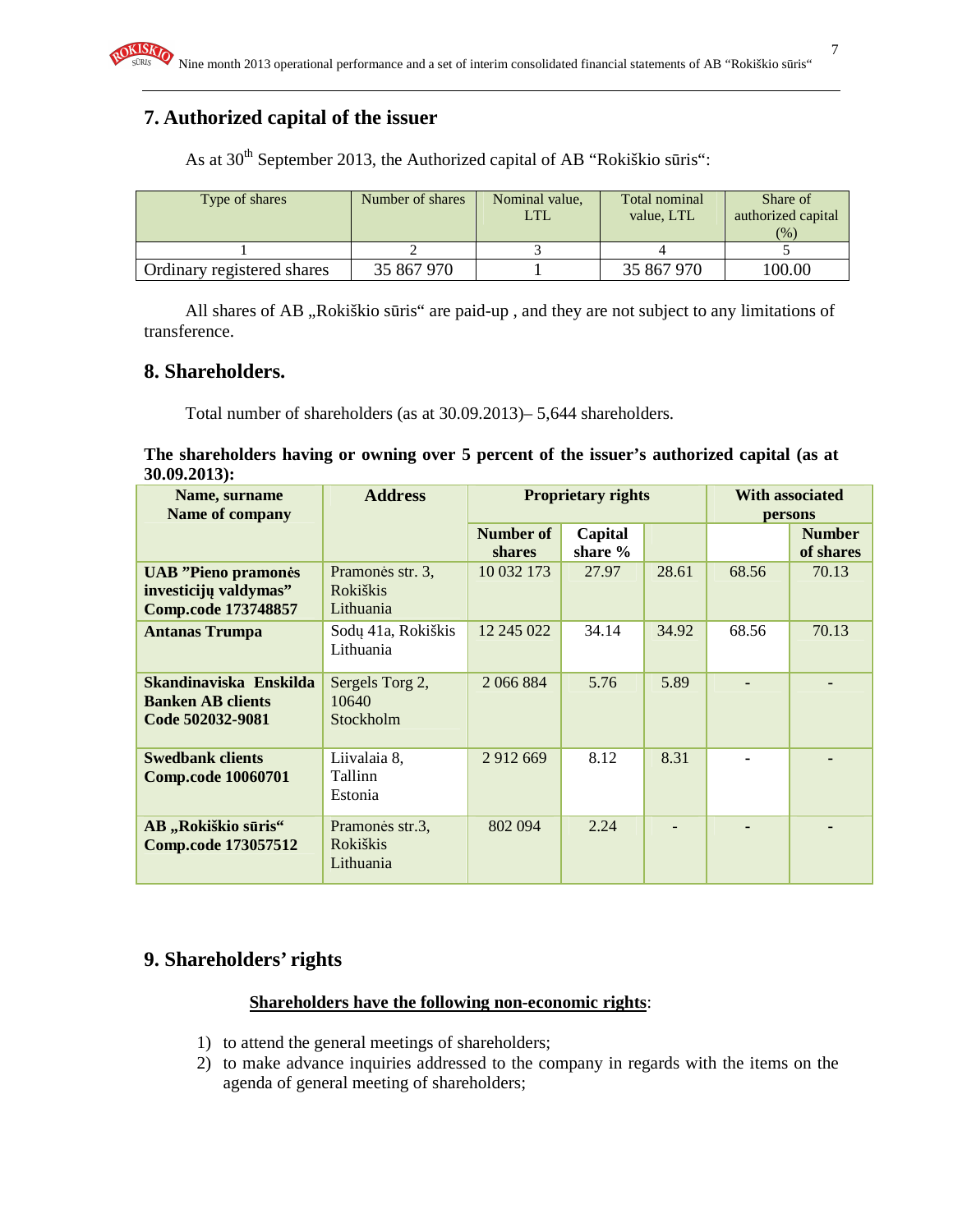## 7. Authorized capital of the issuer

As at 30th September 2013, the Authorized capital of AB "Rokiškio sūris":

| Type of shares | Number of shares | Nominal value, LTL | Total nominal value, LTL | Share of authorized capital (%) |
|---|---|---|---|---|
| 1 | 2 | 3 | 4 | 5 |
| Ordinary registered shares | 35 867 970 | 1 | 35 867 970 | 100.00 |

All shares of AB „Rokiškio sūris" are paid-up , and they are not subject to any limitations of transference.

## 8. Shareholders.

Total number of shareholders (as at 30.09.2013)– 5,644 shareholders.

**The shareholders having or owning over 5 percent of the issuer's authorized capital (as at 30.09.2013):**

| Name, surname Name of company | Address | Proprietary rights | | | With associated persons | |
|---|---|---|---|---|---|---|
| | | Number of shares | Capital share % | | | Number of shares |
| **UAB "Pieno pramonės investicijų valdymas" Comp.code 173748857** | Pramonės str. 3, Rokiškis Lithuania | 10 032 173 | 27.97 | 28.61 | 68.56 | 70.13 |
| **Antanas Trumpa** | Sodų 41a, Rokiškis Lithuania | 12 245 022 | 34.14 | 34.92 | 68.56 | 70.13 |
| **Skandinaviska Enskilda Banken AB clients Code 502032-9081** | Sergels Torg 2, 10640 Stockholm | 2 066 884 | 5.76 | 5.89 | - | - |
| **Swedbank clients Comp.code 10060701** | Liivalaia 8, Tallinn Estonia | 2 912 669 | 8.12 | 8.31 | - | - |
| **AB „Rokiškio sūris" Comp.code 173057512** | Pramonės str.3, Rokiškis Lithuania | 802 094 | 2.24 | - | - | - |

## 9. Shareholders' rights

**Shareholders have the following non-economic rights**:

1) to attend the general meetings of shareholders;
2) to make advance inquiries addressed to the company in regards with the items on the agenda of general meeting of shareholders;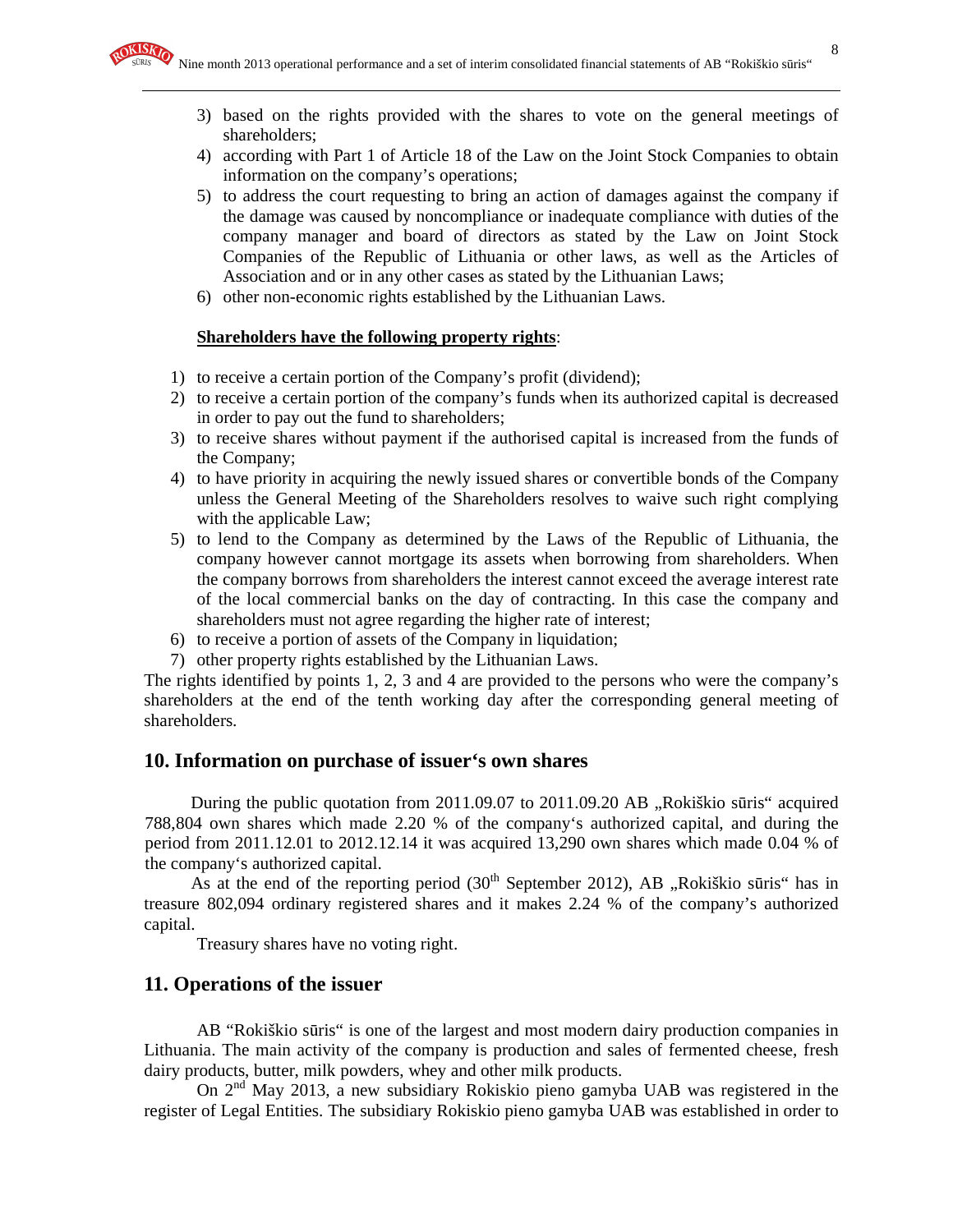3) based on the rights provided with the shares to vote on the general meetings of shareholders;
4) according with Part 1 of Article 18 of the Law on the Joint Stock Companies to obtain information on the company's operations;
5) to address the court requesting to bring an action of damages against the company if the damage was caused by noncompliance or inadequate compliance with duties of the company manager and board of directors as stated by the Law on Joint Stock Companies of the Republic of Lithuania or other laws, as well as the Articles of Association and or in any other cases as stated by the Lithuanian Laws;
6) other non-economic rights established by the Lithuanian Laws.

**Shareholders have the following property rights**:

1) to receive a certain portion of the Company's profit (dividend);
2) to receive a certain portion of the company's funds when its authorized capital is decreased in order to pay out the fund to shareholders;
3) to receive shares without payment if the authorised capital is increased from the funds of the Company;
4) to have priority in acquiring the newly issued shares or convertible bonds of the Company unless the General Meeting of the Shareholders resolves to waive such right complying with the applicable Law;
5) to lend to the Company as determined by the Laws of the Republic of Lithuania, the company however cannot mortgage its assets when borrowing from shareholders. When the company borrows from shareholders the interest cannot exceed the average interest rate of the local commercial banks on the day of contracting. In this case the company and shareholders must not agree regarding the higher rate of interest;
6) to receive a portion of assets of the Company in liquidation;
7) other property rights established by the Lithuanian Laws.

The rights identified by points 1, 2, 3 and 4 are provided to the persons who were the company's shareholders at the end of the tenth working day after the corresponding general meeting of shareholders.

## 10. Information on purchase of issuer's own shares

During the public quotation from 2011.09.07 to 2011.09.20 AB „Rokiškio sūris“ acquired 788,804 own shares which made 2.20 % of the company's authorized capital, and during the period from 2011.12.01 to 2012.12.14 it was acquired 13,290 own shares which made 0.04 % of the company's authorized capital.

As at the end of the reporting period (30th September 2012), AB „Rokiškio sūris“ has in treasure 802,094 ordinary registered shares and it makes 2.24 % of the company's authorized capital.

Treasury shares have no voting right.

## 11. Operations of the issuer

AB "Rokiškio sūris" is one of the largest and most modern dairy production companies in Lithuania. The main activity of the company is production and sales of fermented cheese, fresh dairy products, butter, milk powders, whey and other milk products.

On 2nd May 2013, a new subsidiary Rokiskio pieno gamyba UAB was registered in the register of Legal Entities. The subsidiary Rokiskio pieno gamyba UAB was established in order to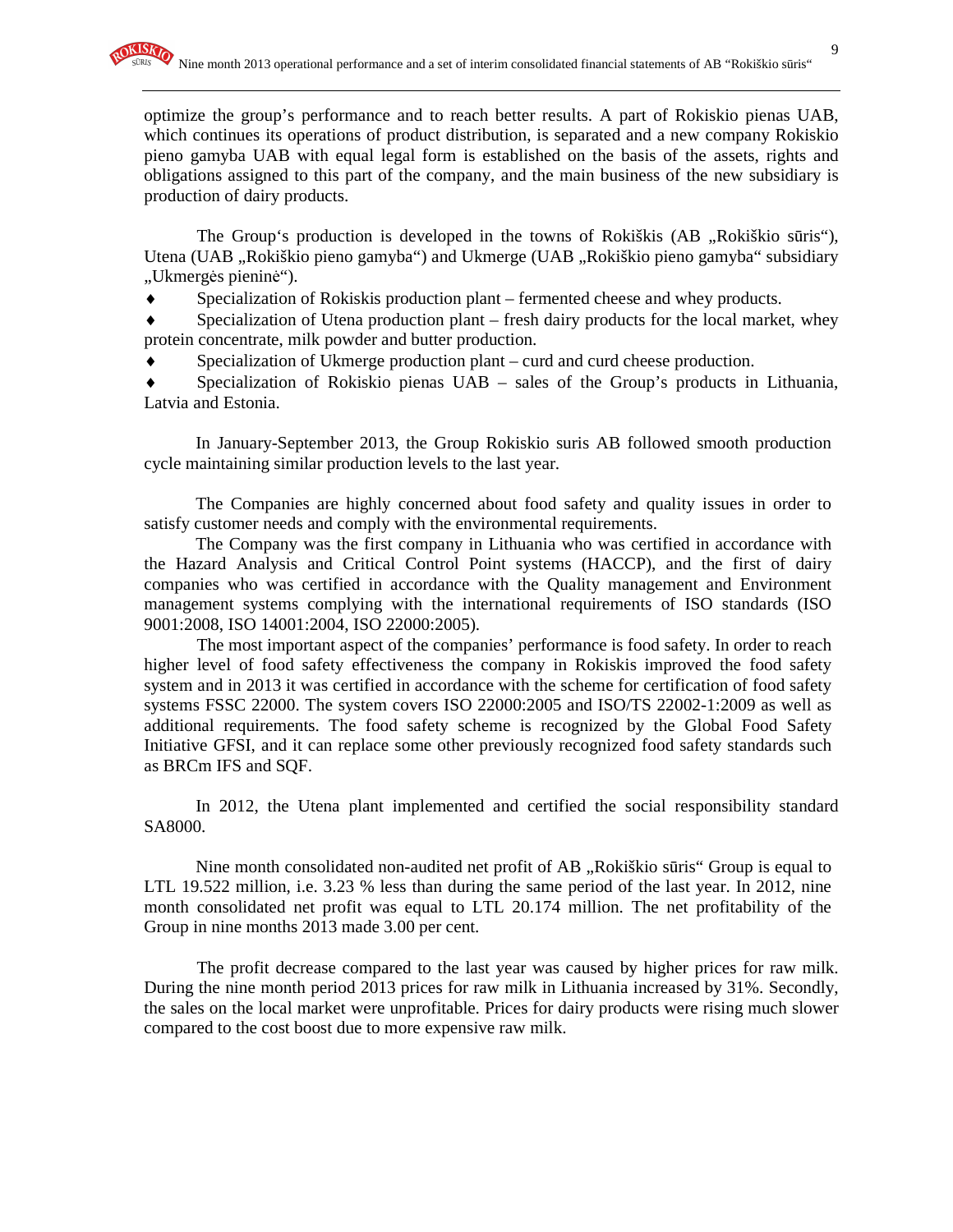optimize the group's performance and to reach better results. A part of Rokiskio pienas UAB, which continues its operations of product distribution, is separated and a new company Rokiskio pieno gamyba UAB with equal legal form is established on the basis of the assets, rights and obligations assigned to this part of the company, and the main business of the new subsidiary is production of dairy products.

The Group's production is developed in the towns of Rokiškis (AB „Rokiškio sūris"), Utena (UAB „Rokiškio pieno gamyba") and Ukmerge (UAB „Rokiškio pieno gamyba" subsidiary „Ukmergės pieninė").

- Specialization of Rokiskis production plant – fermented cheese and whey products.
- Specialization of Utena production plant – fresh dairy products for the local market, whey protein concentrate, milk powder and butter production.
- Specialization of Ukmerge production plant – curd and curd cheese production.
- Specialization of Rokiskio pienas UAB – sales of the Group's products in Lithuania, Latvia and Estonia.

In January-September 2013, the Group Rokiskio suris AB followed smooth production cycle maintaining similar production levels to the last year.

The Companies are highly concerned about food safety and quality issues in order to satisfy customer needs and comply with the environmental requirements.

The Company was the first company in Lithuania who was certified in accordance with the Hazard Analysis and Critical Control Point systems (HACCP), and the first of dairy companies who was certified in accordance with the Quality management and Environment management systems complying with the international requirements of ISO standards (ISO 9001:2008, ISO 14001:2004, ISO 22000:2005).

The most important aspect of the companies' performance is food safety. In order to reach higher level of food safety effectiveness the company in Rokiskis improved the food safety system and in 2013 it was certified in accordance with the scheme for certification of food safety systems FSSC 22000. The system covers ISO 22000:2005 and ISO/TS 22002-1:2009 as well as additional requirements. The food safety scheme is recognized by the Global Food Safety Initiative GFSI, and it can replace some other previously recognized food safety standards such as BRCm IFS and SQF.

In 2012, the Utena plant implemented and certified the social responsibility standard SA8000.

Nine month consolidated non-audited net profit of AB „Rokiškio sūris" Group is equal to LTL 19.522 million, i.e. 3.23 % less than during the same period of the last year. In 2012, nine month consolidated net profit was equal to LTL 20.174 million. The net profitability of the Group in nine months 2013 made 3.00 per cent.

The profit decrease compared to the last year was caused by higher prices for raw milk. During the nine month period 2013 prices for raw milk in Lithuania increased by 31%. Secondly, the sales on the local market were unprofitable. Prices for dairy products were rising much slower compared to the cost boost due to more expensive raw milk.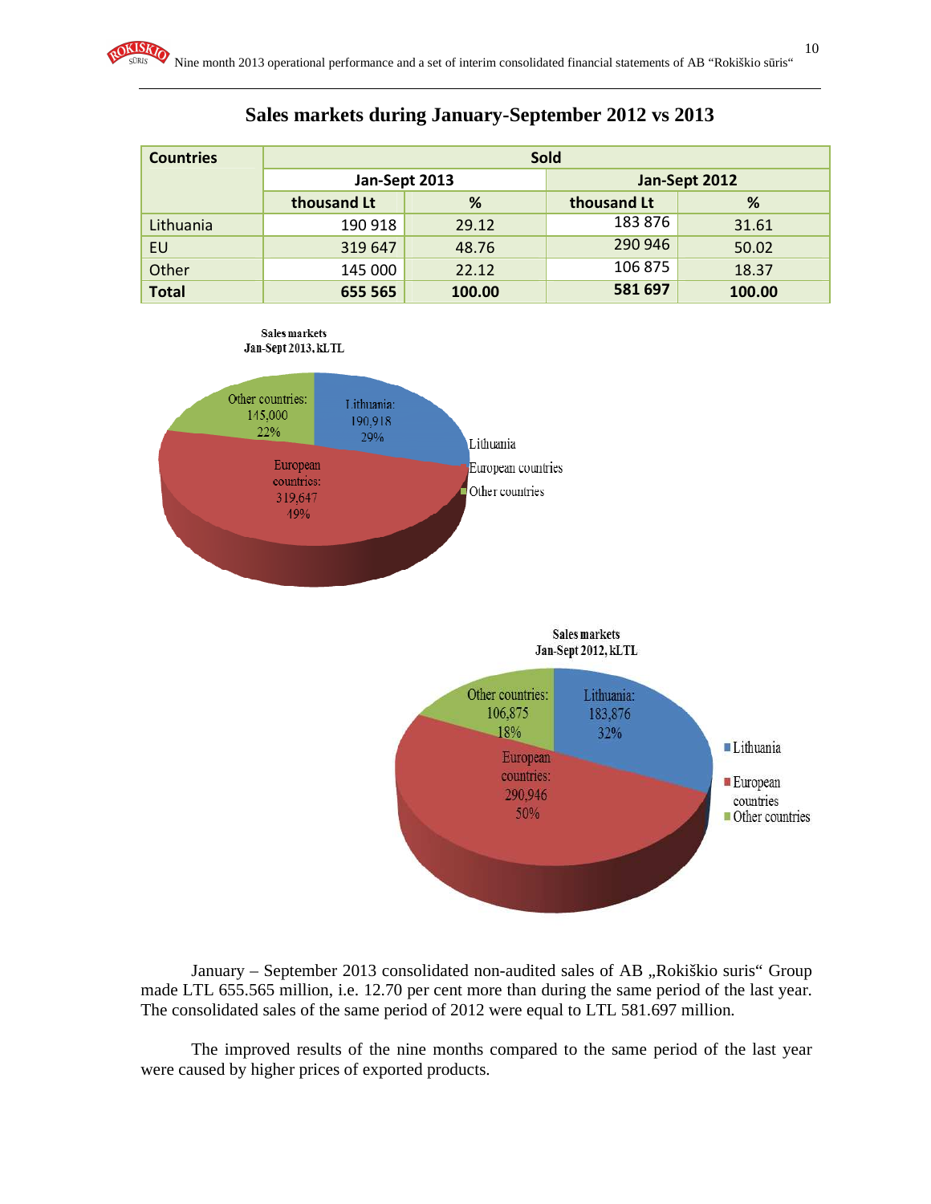## Sales markets during January-September 2012 vs 2013

| Countries | Sold | | | |
|---|---|---|---|---|
| | Jan-Sept 2013 | | Jan-Sept 2012 | |
| | thousand Lt | % | thousand Lt | % |
| Lithuania | 190 918 | 29.12 | 183 876 | 31.61 |
| EU | 319 647 | 48.76 | 290 946 | 50.02 |
| Other | 145 000 | 22.12 | 106 875 | 18.37 |
| **Total** | **655 565** | **100.00** | **581 697** | **100.00** |

January – September 2013 consolidated non-audited sales of AB „Rokiškio suris“ Group made LTL 655.565 million, i.e. 12.70 per cent more than during the same period of the last year. The consolidated sales of the same period of 2012 were equal to LTL 581.697 million.

The improved results of the nine months compared to the same period of the last year were caused by higher prices of exported products.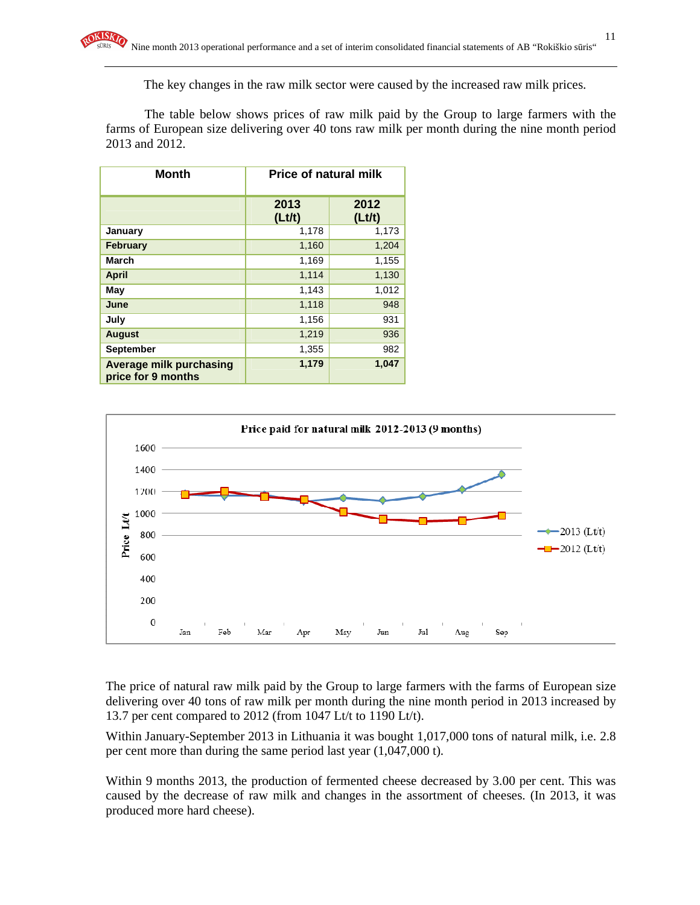The key changes in the raw milk sector were caused by the increased raw milk prices.

The table below shows prices of raw milk paid by the Group to large farmers with the farms of European size delivering over 40 tons raw milk per month during the nine month period 2013 and 2012.

| Month | Price of natural milk | |
|---|---|---|
| | 2013 (Lt/t) | 2012 (Lt/t) |
| January | 1,178 | 1,173 |
| February | 1,160 | 1,204 |
| March | 1,169 | 1,155 |
| April | 1,114 | 1,130 |
| May | 1,143 | 1,012 |
| June | 1,118 | 948 |
| July | 1,156 | 931 |
| August | 1,219 | 936 |
| September | 1,355 | 982 |
| Average milk purchasing price for 9 months | 1,179 | 1,047 |

The price of natural raw milk paid by the Group to large farmers with the farms of European size delivering over 40 tons of raw milk per month during the nine month period in 2013 increased by 13.7 per cent compared to 2012 (from 1047 Lt/t to 1190 Lt/t).

Within January-September 2013 in Lithuania it was bought 1,017,000 tons of natural milk, i.e. 2.8 per cent more than during the same period last year (1,047,000 t).

Within 9 months 2013, the production of fermented cheese decreased by 3.00 per cent. This was caused by the decrease of raw milk and changes in the assortment of cheeses. (In 2013, it was produced more hard cheese).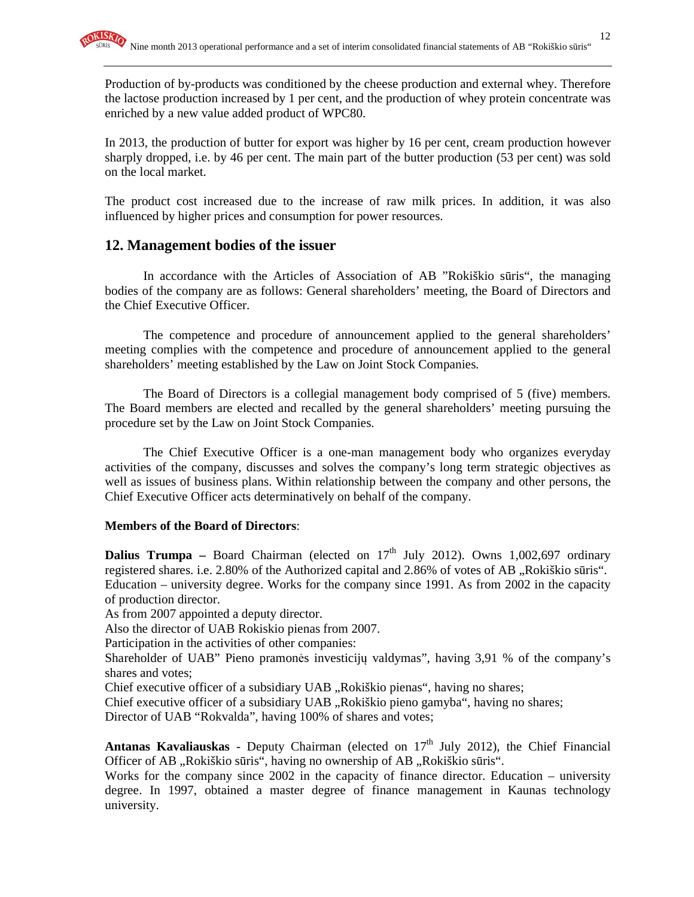Production of by-products was conditioned by the cheese production and external whey. Therefore the lactose production increased by 1 per cent, and the production of whey protein concentrate was enriched by a new value added product of WPC80.

In 2013, the production of butter for export was higher by 16 per cent, cream production however sharply dropped, i.e. by 46 per cent. The main part of the butter production (53 per cent) was sold on the local market.

The product cost increased due to the increase of raw milk prices. In addition, it was also influenced by higher prices and consumption for power resources.

## 12. Management bodies of the issuer

In accordance with the Articles of Association of AB "Rokiškio sūris", the managing bodies of the company are as follows: General shareholders' meeting, the Board of Directors and the Chief Executive Officer.

The competence and procedure of announcement applied to the general shareholders' meeting complies with the competence and procedure of announcement applied to the general shareholders' meeting established by the Law on Joint Stock Companies.

The Board of Directors is a collegial management body comprised of 5 (five) members. The Board members are elected and recalled by the general shareholders' meeting pursuing the procedure set by the Law on Joint Stock Companies.

The Chief Executive Officer is a one-man management body who organizes everyday activities of the company, discusses and solves the company's long term strategic objectives as well as issues of business plans. Within relationship between the company and other persons, the Chief Executive Officer acts determinatively on behalf of the company.

**Members of the Board of Directors**:

**Dalius Trumpa –** Board Chairman (elected on 17th July 2012). Owns 1,002,697 ordinary registered shares. i.e. 2.80% of the Authorized capital and 2.86% of votes of AB „Rokiškio sūris".
Education – university degree. Works for the company since 1991. As from 2002 in the capacity of production director.
As from 2007 appointed a deputy director.
Also the director of UAB Rokiskio pienas from 2007.
Participation in the activities of other companies:
Shareholder of UAB" Pieno pramonės investicijų valdymas", having 3,91 % of the company's shares and votes;
Chief executive officer of a subsidiary UAB „Rokiškio pienas", having no shares;
Chief executive officer of a subsidiary UAB „Rokiškio pieno gamyba", having no shares;
Director of UAB "Rokvalda", having 100% of shares and votes;

**Antanas Kavaliauskas** - Deputy Chairman (elected on 17th July 2012), the Chief Financial Officer of AB „Rokiškio sūris", having no ownership of AB „Rokiškio sūris".
Works for the company since 2002 in the capacity of finance director. Education – university degree. In 1997, obtained a master degree of finance management in Kaunas technology university.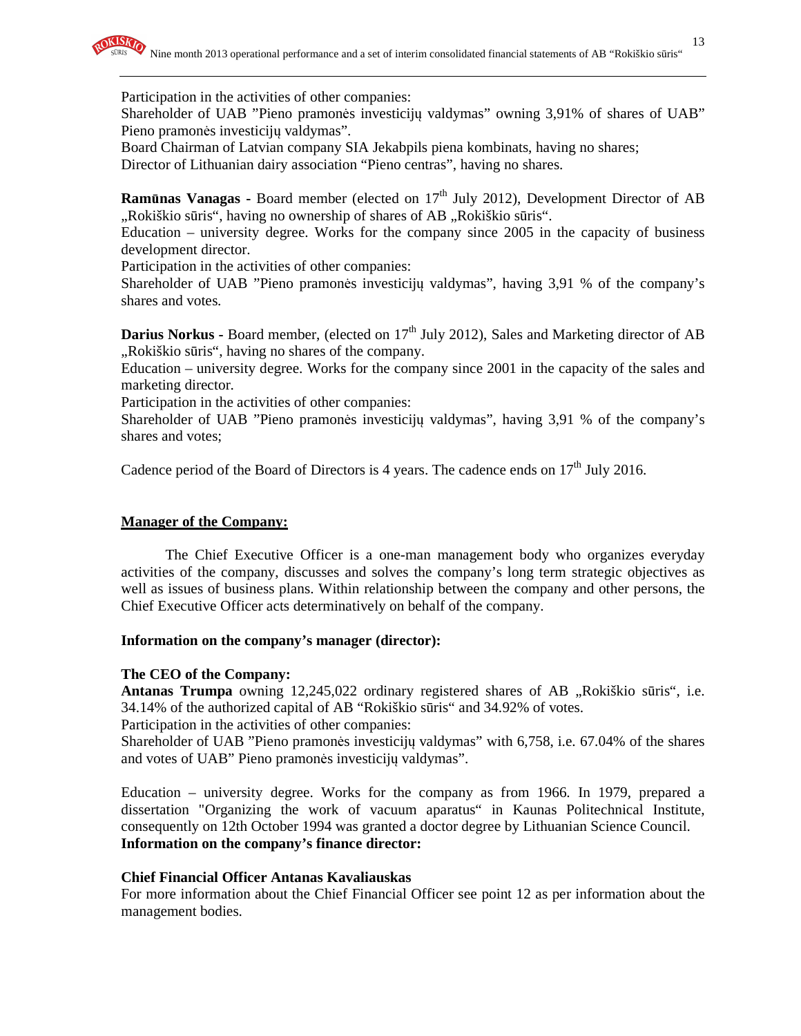Participation in the activities of other companies:
Shareholder of UAB "Pieno pramonės investicijų valdymas" owning 3,91% of shares of UAB" Pieno pramonės investicijų valdymas".
Board Chairman of Latvian company SIA Jekabpils piena kombinats, having no shares;
Director of Lithuanian dairy association "Pieno centras", having no shares.

**Ramūnas Vanagas** - Board member (elected on 17th July 2012), Development Director of AB „Rokiškio sūris", having no ownership of shares of AB „Rokiškio sūris".
Education – university degree. Works for the company since 2005 in the capacity of business development director.
Participation in the activities of other companies:
Shareholder of UAB "Pieno pramonės investicijų valdymas", having 3,91 % of the company's shares and votes.

**Darius Norkus** - Board member, (elected on 17th July 2012), Sales and Marketing director of AB „Rokiškio sūris", having no shares of the company.
Education – university degree. Works for the company since 2001 in the capacity of the sales and marketing director.
Participation in the activities of other companies:
Shareholder of UAB "Pieno pramonės investicijų valdymas", having 3,91 % of the company's shares and votes;

Cadence period of the Board of Directors is 4 years. The cadence ends on 17th July 2016.

## Manager of the Company:

The Chief Executive Officer is a one-man management body who organizes everyday activities of the company, discusses and solves the company's long term strategic objectives as well as issues of business plans. Within relationship between the company and other persons, the Chief Executive Officer acts determinatively on behalf of the company.

**Information on the company's manager (director):**

**The CEO of the Company:**
**Antanas Trumpa** owning 12,245,022 ordinary registered shares of AB „Rokiškio sūris", i.e. 34.14% of the authorized capital of AB "Rokiškio sūris" and 34.92% of votes.
Participation in the activities of other companies:
Shareholder of UAB "Pieno pramonės investicijų valdymas" with 6,758, i.e. 67.04% of the shares and votes of UAB" Pieno pramonės investicijų valdymas".

Education – university degree. Works for the company as from 1966. In 1979, prepared a dissertation "Organizing the work of vacuum aparatus" in Kaunas Politechnical Institute, consequently on 12th October 1994 was granted a doctor degree by Lithuanian Science Council.
**Information on the company's finance director:**

**Chief Financial Officer Antanas Kavaliauskas**
For more information about the Chief Financial Officer see point 12 as per information about the management bodies.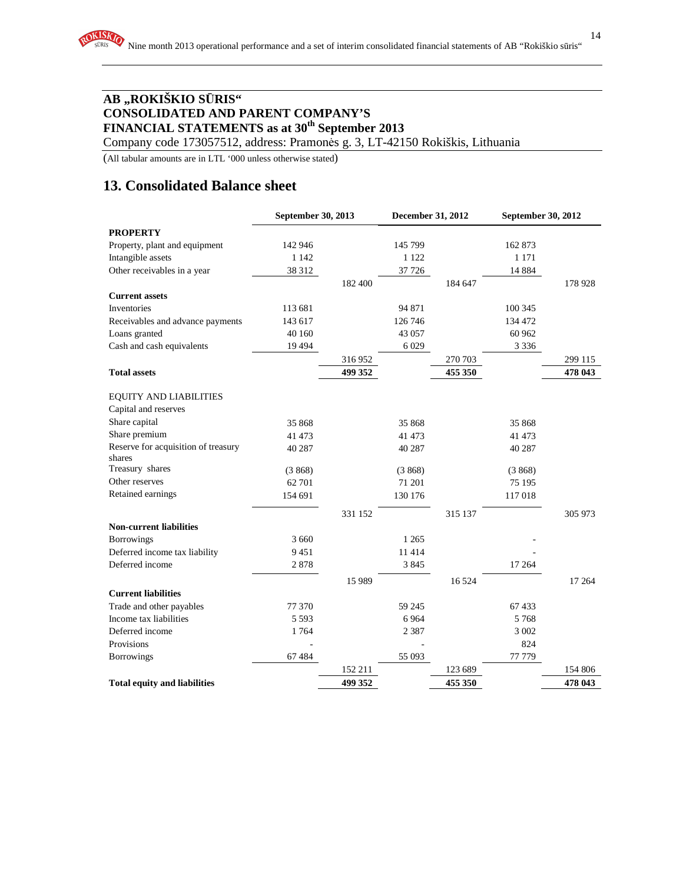# AB „ROKIŠKIO SŪRIS“
# CONSOLIDATED AND PARENT COMPANY'S FINANCIAL STATEMENTS as at 30th September 2013

Company code 173057512, address: Pramonės g. 3, LT-42150 Rokiškis, Lithuania

(All tabular amounts are in LTL '000 unless otherwise stated)

## 13. Consolidated Balance sheet

| | September 30, 2013 | | December 31, 2012 | | September 30, 2012 | |
|---|---|---|---|---|---|---|
| **PROPERTY** | | | | | | |
| Property, plant and equipment | 142 946 | | 145 799 | | 162 873 | |
| Intangible assets | 1 142 | | 1 122 | | 1 171 | |
| Other receivables in a year | 38 312 | | 37 726 | | 14 884 | |
| | | 182 400 | | 184 647 | | 178 928 |
| **Current assets** | | | | | | |
| Inventories | 113 681 | | 94 871 | | 100 345 | |
| Receivables and advance payments | 143 617 | | 126 746 | | 134 472 | |
| Loans granted | 40 160 | | 43 057 | | 60 962 | |
| Cash and cash equivalents | 19 494 | | 6 029 | | 3 336 | |
| | | 316 952 | | 270 703 | | 299 115 |
| **Total assets** | | **499 352** | | **455 350** | | **478 043** |
| EQUITY AND LIABILITIES | | | | | | |
| Capital and reserves | | | | | | |
| Share capital | 35 868 | | 35 868 | | 35 868 | |
| Share premium | 41 473 | | 41 473 | | 41 473 | |
| Reserve for acquisition of treasury shares | 40 287 | | 40 287 | | 40 287 | |
| Treasury shares | (3 868) | | (3 868) | | (3 868) | |
| Other reserves | 62 701 | | 71 201 | | 75 195 | |
| Retained earnings | 154 691 | | 130 176 | | 117 018 | |
| | | 331 152 | | 315 137 | | 305 973 |
| **Non-current liabilities** | | | | | | |
| Borrowings | 3 660 | | 1 265 | | - | |
| Deferred income tax liability | 9 451 | | 11 414 | | - | |
| Deferred income | 2 878 | | 3 845 | | 17 264 | |
| | | 15 989 | | 16 524 | | 17 264 |
| **Current liabilities** | | | | | | |
| Trade and other payables | 77 370 | | 59 245 | | 67 433 | |
| Income tax liabilities | 5 593 | | 6 964 | | 5 768 | |
| Deferred income | 1 764 | | 2 387 | | 3 002 | |
| Provisions | - | | - | | 824 | |
| Borrowings | 67 484 | | 55 093 | | 77 779 | |
| | | 152 211 | | 123 689 | | 154 806 |
| **Total equity and liabilities** | | **499 352** | | **455 350** | | **478 043** |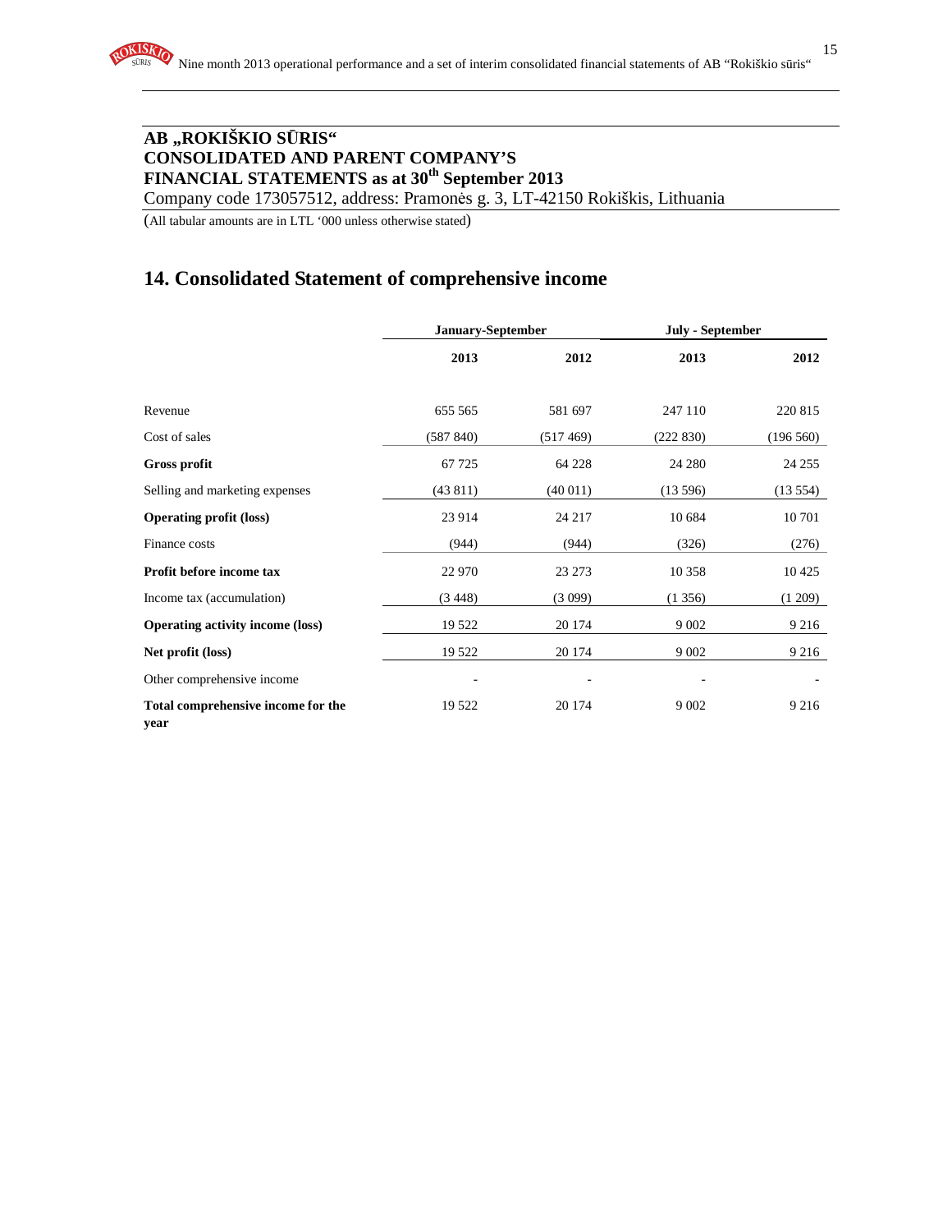**AB „ROKIŠKIO SŪRIS“**
**CONSOLIDATED AND PARENT COMPANY'S**
**FINANCIAL STATEMENTS as at 30th September 2013**
Company code 173057512, address: Pramonės g. 3, LT-42150 Rokiškis, Lithuania

(All tabular amounts are in LTL '000 unless otherwise stated)

## 14. Consolidated Statement of comprehensive income

| | January-September | | July - September | |
|---|---|---|---|---|
| | **2013** | **2012** | **2013** | **2012** |
| Revenue | 655 565 | 581 697 | 247 110 | 220 815 |
| Cost of sales | (587 840) | (517 469) | (222 830) | (196 560) |
| **Gross profit** | 67 725 | 64 228 | 24 280 | 24 255 |
| Selling and marketing expenses | (43 811) | (40 011) | (13 596) | (13 554) |
| **Operating profit (loss)** | 23 914 | 24 217 | 10 684 | 10 701 |
| Finance costs | (944) | (944) | (326) | (276) |
| **Profit before income tax** | 22 970 | 23 273 | 10 358 | 10 425 |
| Income tax (accumulation) | (3 448) | (3 099) | (1 356) | (1 209) |
| **Operating activity income (loss)** | 19 522 | 20 174 | 9 002 | 9 216 |
| **Net profit (loss)** | 19 522 | 20 174 | 9 002 | 9 216 |
| Other comprehensive income | - | - | - | - |
| **Total comprehensive income for the year** | 19 522 | 20 174 | 9 002 | 9 216 |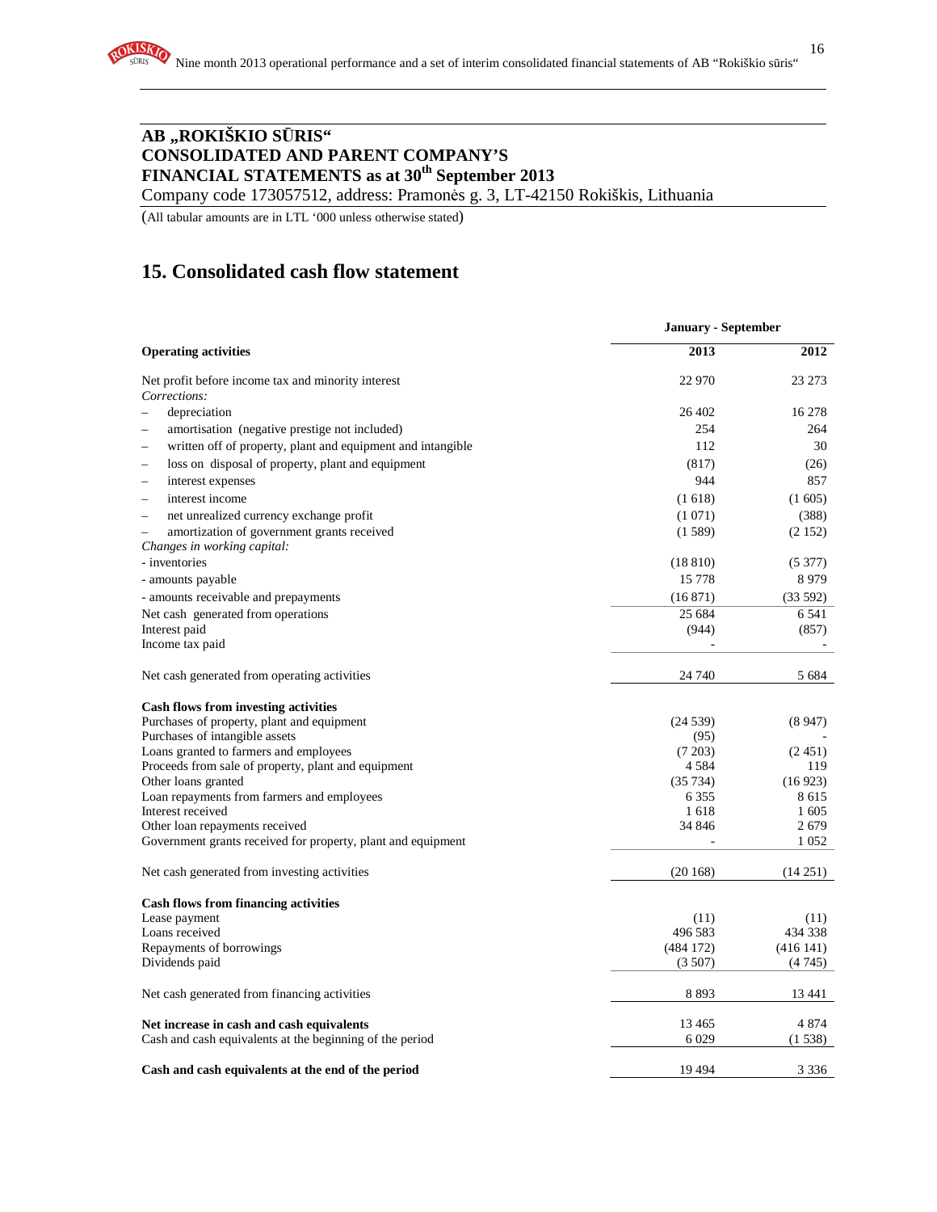# AB „ROKIŠKIO SŪRIS“
# CONSOLIDATED AND PARENT COMPANY'S FINANCIAL STATEMENTS as at 30th September 2013

Company code 173057512, address: Pramonės g. 3, LT-42150 Rokiškis, Lithuania

(All tabular amounts are in LTL '000 unless otherwise stated)

## 15. Consolidated cash flow statement

| | January - September | |
|---|---|---|
| **Operating activities** | **2013** | **2012** |
| Net profit before income tax and minority interest | 22 970 | 23 273 |
| *Corrections:* | | |
| – depreciation | 26 402 | 16 278 |
| – amortisation (negative prestige not included) | 254 | 264 |
| – written off of property, plant and equipment and intangible | 112 | 30 |
| – loss on disposal of property, plant and equipment | (817) | (26) |
| – interest expenses | 944 | 857 |
| – interest income | (1 618) | (1 605) |
| – net unrealized currency exchange profit | (1 071) | (388) |
| – amortization of government grants received | (1 589) | (2 152) |
| *Changes in working capital:* | | |
| - inventories | (18 810) | (5 377) |
| - amounts payable | 15 778 | 8 979 |
| - amounts receivable and prepayments | (16 871) | (33 592) |
| Net cash generated from operations | 25 684 | 6 541 |
| Interest paid | (944) | (857) |
| Income tax paid | - | - |
| Net cash generated from operating activities | 24 740 | 5 684 |
| **Cash flows from investing activities** | | |
| Purchases of property, plant and equipment | (24 539) | (8 947) |
| Purchases of intangible assets | (95) | - |
| Loans granted to farmers and employees | (7 203) | (2 451) |
| Proceeds from sale of property, plant and equipment | 4 584 | 119 |
| Other loans granted | (35 734) | (16 923) |
| Loan repayments from farmers and employees | 6 355 | 8 615 |
| Interest received | 1 618 | 1 605 |
| Other loan repayments received | 34 846 | 2 679 |
| Government grants received for property, plant and equipment | - | 1 052 |
| Net cash generated from investing activities | (20 168) | (14 251) |
| **Cash flows from financing activities** | | |
| Lease payment | (11) | (11) |
| Loans received | 496 583 | 434 338 |
| Repayments of borrowings | (484 172) | (416 141) |
| Dividends paid | (3 507) | (4 745) |
| Net cash generated from financing activities | 8 893 | 13 441 |
| **Net increase in cash and cash equivalents** | 13 465 | 4 874 |
| Cash and cash equivalents at the beginning of the period | 6 029 | (1 538) |
| **Cash and cash equivalents at the end of the period** | 19 494 | 3 336 |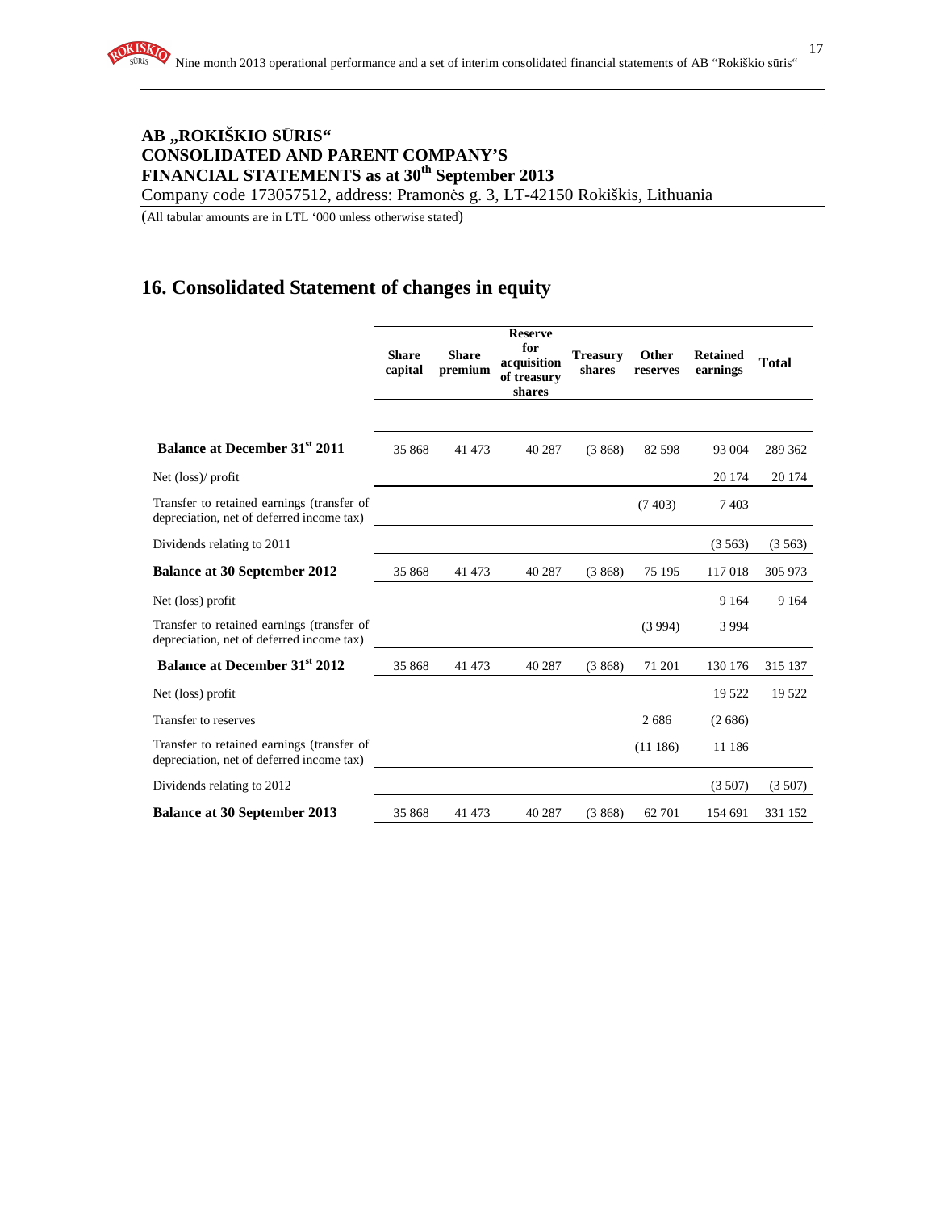# AB „ROKIŠKIO SŪRIS" CONSOLIDATED AND PARENT COMPANY'S FINANCIAL STATEMENTS as at 30th September 2013

Company code 173057512, address: Pramonės g. 3, LT-42150 Rokiškis, Lithuania

(All tabular amounts are in LTL '000 unless otherwise stated)

## 16. Consolidated Statement of changes in equity

| | Share capital | Share premium | Reserve for acquisition of treasury shares | Treasury shares | Other reserves | Retained earnings | Total |
|---|---|---|---|---|---|---|---|
| **Balance at December 31st 2011** | 35 868 | 41 473 | 40 287 | (3 868) | 82 598 | 93 004 | 289 362 |
| Net (loss)/ profit | | | | | | 20 174 | 20 174 |
| Transfer to retained earnings (transfer of depreciation, net of deferred income tax) | | | | | (7 403) | 7 403 | |
| Dividends relating to 2011 | | | | | | (3 563) | (3 563) |
| **Balance at 30 September 2012** | 35 868 | 41 473 | 40 287 | (3 868) | 75 195 | 117 018 | 305 973 |
| Net (loss) profit | | | | | | 9 164 | 9 164 |
| Transfer to retained earnings (transfer of depreciation, net of deferred income tax) | | | | | (3 994) | 3 994 | |
| **Balance at December 31st 2012** | 35 868 | 41 473 | 40 287 | (3 868) | 71 201 | 130 176 | 315 137 |
| Net (loss) profit | | | | | | 19 522 | 19 522 |
| Transfer to reserves | | | | | 2 686 | (2 686) | |
| Transfer to retained earnings (transfer of depreciation, net of deferred income tax) | | | | | (11 186) | 11 186 | |
| Dividends relating to 2012 | | | | | | (3 507) | (3 507) |
| **Balance at 30 September 2013** | 35 868 | 41 473 | 40 287 | (3 868) | 62 701 | 154 691 | 331 152 |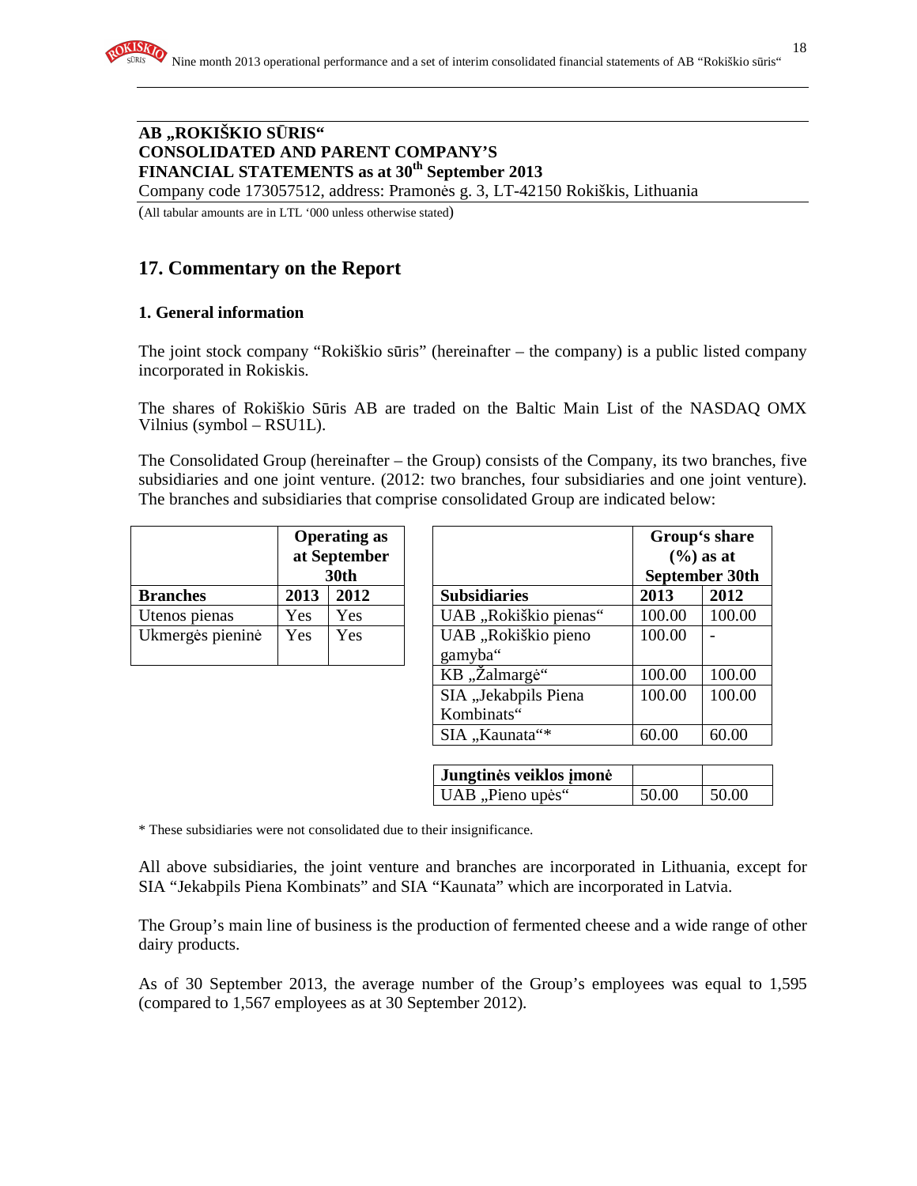**AB „ROKIŠKIO SŪRIS“**
**CONSOLIDATED AND PARENT COMPANY'S**
**FINANCIAL STATEMENTS as at 30th September 2013**
Company code 173057512, address: Pramonės g. 3, LT-42150 Rokiškis, Lithuania

(All tabular amounts are in LTL '000 unless otherwise stated)

## 17. Commentary on the Report

### 1. General information

The joint stock company "Rokiškio sūris" (hereinafter – the company) is a public listed company incorporated in Rokiskis.

The shares of Rokiškio Sūris AB are traded on the Baltic Main List of the NASDAQ OMX Vilnius (symbol – RSU1L).

The Consolidated Group (hereinafter – the Group) consists of the Company, its two branches, five subsidiaries and one joint venture. (2012: two branches, four subsidiaries and one joint venture). The branches and subsidiaries that comprise consolidated Group are indicated below:

| | Operating as at September 30th | |
|---|---|---|
| **Branches** | **2013** | **2012** |
| Utenos pienas | Yes | Yes |
| Ukmergės pieninė | Yes | Yes |

| | Group's share (%) as at September 30th | |
|---|---|---|
| **Subsidiaries** | **2013** | **2012** |
| UAB „Rokiškio pienas“ | 100.00 | 100.00 |
| UAB „Rokiškio pieno gamyba“ | 100.00 | - |
| KB „Žalmargė“ | 100.00 | 100.00 |
| SIA „Jekabpils Piena Kombinats“ | 100.00 | 100.00 |
| SIA „Kaunata“* | 60.00 | 60.00 |
| **Jungtinės veiklos įmonė** | | |
| UAB „Pieno upės“ | 50.00 | 50.00 |

* These subsidiaries were not consolidated due to their insignificance.

All above subsidiaries, the joint venture and branches are incorporated in Lithuania, except for SIA "Jekabpils Piena Kombinats" and SIA "Kaunata" which are incorporated in Latvia.

The Group's main line of business is the production of fermented cheese and a wide range of other dairy products.

As of 30 September 2013, the average number of the Group's employees was equal to 1,595 (compared to 1,567 employees as at 30 September 2012).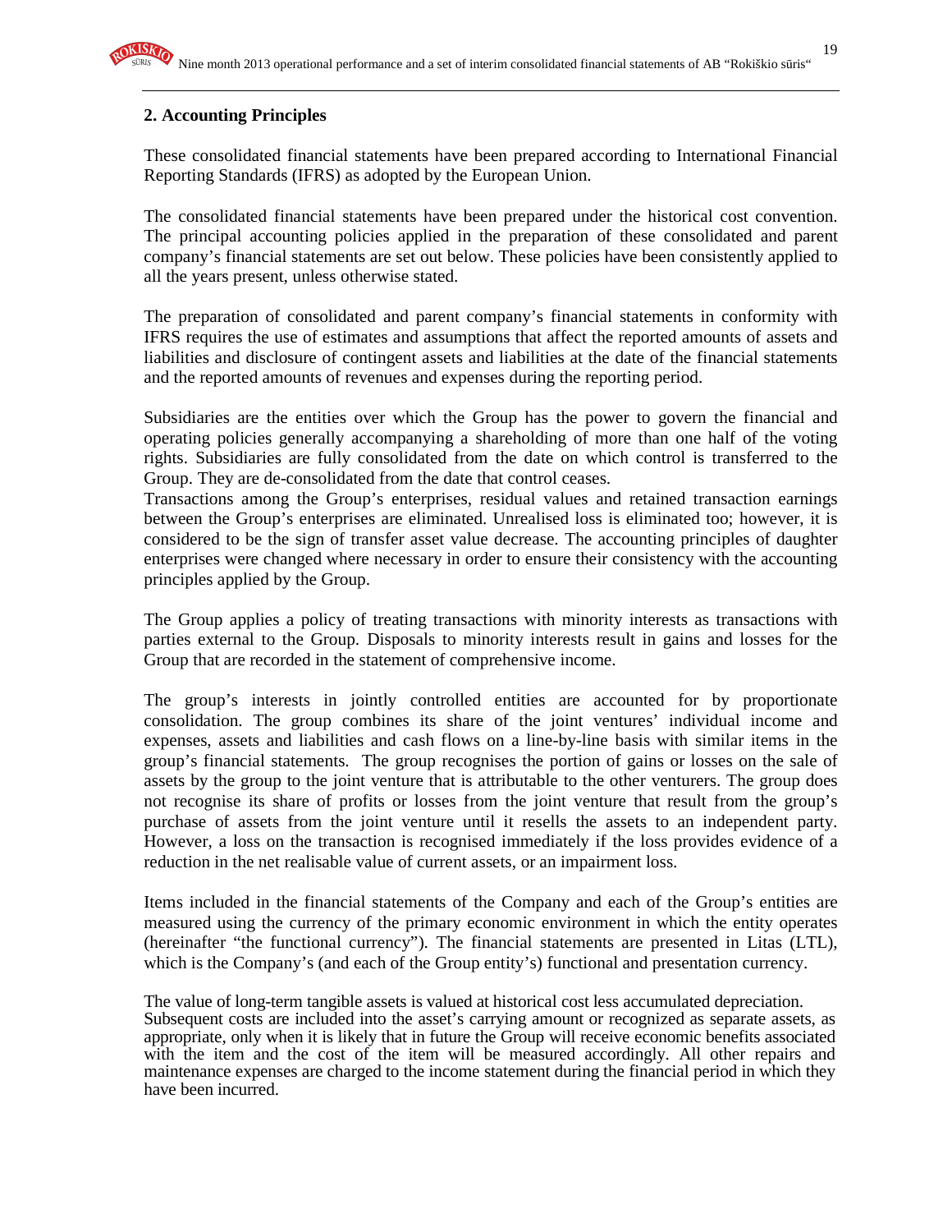## 2. Accounting Principles

These consolidated financial statements have been prepared according to International Financial Reporting Standards (IFRS) as adopted by the European Union.

The consolidated financial statements have been prepared under the historical cost convention. The principal accounting policies applied in the preparation of these consolidated and parent company's financial statements are set out below. These policies have been consistently applied to all the years present, unless otherwise stated.

The preparation of consolidated and parent company's financial statements in conformity with IFRS requires the use of estimates and assumptions that affect the reported amounts of assets and liabilities and disclosure of contingent assets and liabilities at the date of the financial statements and the reported amounts of revenues and expenses during the reporting period.

Subsidiaries are the entities over which the Group has the power to govern the financial and operating policies generally accompanying a shareholding of more than one half of the voting rights. Subsidiaries are fully consolidated from the date on which control is transferred to the Group. They are de-consolidated from the date that control ceases.
Transactions among the Group's enterprises, residual values and retained transaction earnings between the Group's enterprises are eliminated. Unrealised loss is eliminated too; however, it is considered to be the sign of transfer asset value decrease. The accounting principles of daughter enterprises were changed where necessary in order to ensure their consistency with the accounting principles applied by the Group.

The Group applies a policy of treating transactions with minority interests as transactions with parties external to the Group. Disposals to minority interests result in gains and losses for the Group that are recorded in the statement of comprehensive income.

The group's interests in jointly controlled entities are accounted for by proportionate consolidation. The group combines its share of the joint ventures' individual income and expenses, assets and liabilities and cash flows on a line-by-line basis with similar items in the group's financial statements. The group recognises the portion of gains or losses on the sale of assets by the group to the joint venture that is attributable to the other venturers. The group does not recognise its share of profits or losses from the joint venture that result from the group's purchase of assets from the joint venture until it resells the assets to an independent party. However, a loss on the transaction is recognised immediately if the loss provides evidence of a reduction in the net realisable value of current assets, or an impairment loss.

Items included in the financial statements of the Company and each of the Group's entities are measured using the currency of the primary economic environment in which the entity operates (hereinafter "the functional currency"). The financial statements are presented in Litas (LTL), which is the Company's (and each of the Group entity's) functional and presentation currency.

The value of long-term tangible assets is valued at historical cost less accumulated depreciation.
Subsequent costs are included into the asset's carrying amount or recognized as separate assets, as appropriate, only when it is likely that in future the Group will receive economic benefits associated with the item and the cost of the item will be measured accordingly. All other repairs and maintenance expenses are charged to the income statement during the financial period in which they have been incurred.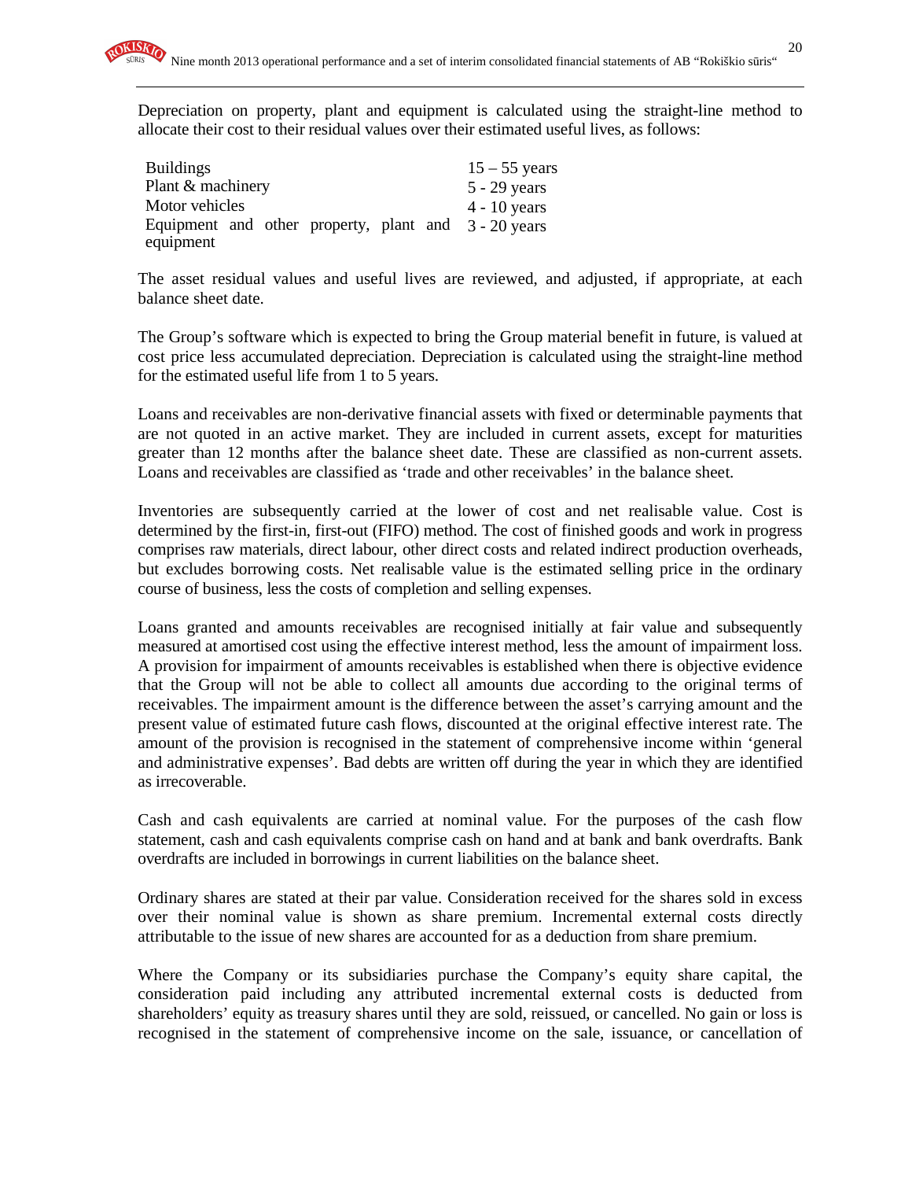Depreciation on property, plant and equipment is calculated using the straight-line method to allocate their cost to their residual values over their estimated useful lives, as follows:

| | |
|---|---|
| Buildings | 15 – 55 years |
| Plant & machinery | 5 - 29 years |
| Motor vehicles | 4 - 10 years |
| Equipment and other property, plant and equipment | 3 - 20 years |

The asset residual values and useful lives are reviewed, and adjusted, if appropriate, at each balance sheet date.

The Group's software which is expected to bring the Group material benefit in future, is valued at cost price less accumulated depreciation. Depreciation is calculated using the straight-line method for the estimated useful life from 1 to 5 years.

Loans and receivables are non-derivative financial assets with fixed or determinable payments that are not quoted in an active market. They are included in current assets, except for maturities greater than 12 months after the balance sheet date. These are classified as non-current assets. Loans and receivables are classified as 'trade and other receivables' in the balance sheet.

Inventories are subsequently carried at the lower of cost and net realisable value. Cost is determined by the first-in, first-out (FIFO) method. The cost of finished goods and work in progress comprises raw materials, direct labour, other direct costs and related indirect production overheads, but excludes borrowing costs. Net realisable value is the estimated selling price in the ordinary course of business, less the costs of completion and selling expenses.

Loans granted and amounts receivables are recognised initially at fair value and subsequently measured at amortised cost using the effective interest method, less the amount of impairment loss. A provision for impairment of amounts receivables is established when there is objective evidence that the Group will not be able to collect all amounts due according to the original terms of receivables. The impairment amount is the difference between the asset's carrying amount and the present value of estimated future cash flows, discounted at the original effective interest rate. The amount of the provision is recognised in the statement of comprehensive income within 'general and administrative expenses'. Bad debts are written off during the year in which they are identified as irrecoverable.

Cash and cash equivalents are carried at nominal value. For the purposes of the cash flow statement, cash and cash equivalents comprise cash on hand and at bank and bank overdrafts. Bank overdrafts are included in borrowings in current liabilities on the balance sheet.

Ordinary shares are stated at their par value. Consideration received for the shares sold in excess over their nominal value is shown as share premium. Incremental external costs directly attributable to the issue of new shares are accounted for as a deduction from share premium.

Where the Company or its subsidiaries purchase the Company's equity share capital, the consideration paid including any attributed incremental external costs is deducted from shareholders' equity as treasury shares until they are sold, reissued, or cancelled. No gain or loss is recognised in the statement of comprehensive income on the sale, issuance, or cancellation of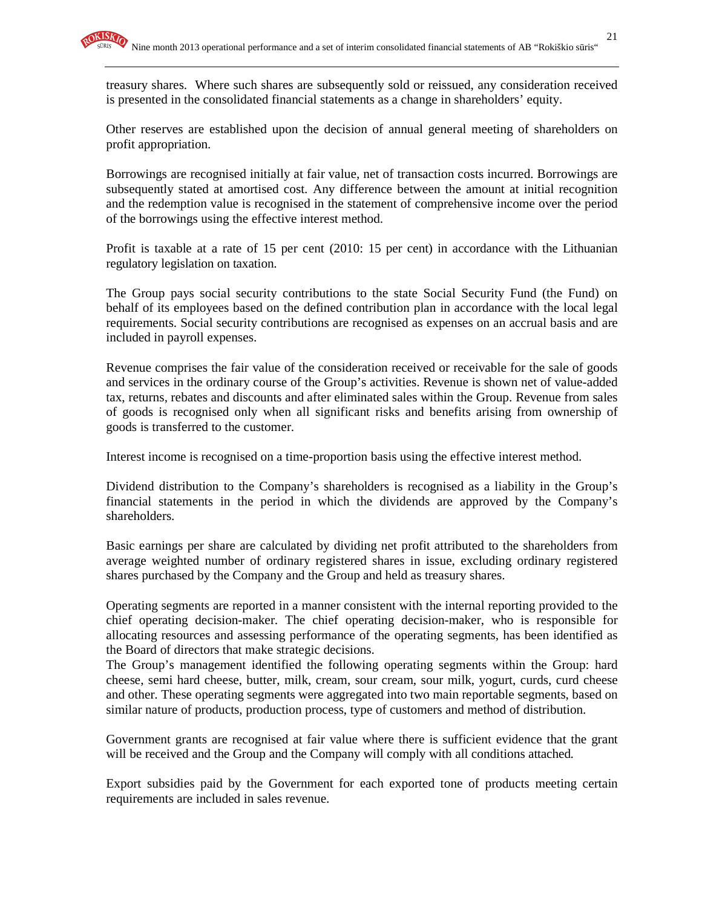treasury shares. Where such shares are subsequently sold or reissued, any consideration received is presented in the consolidated financial statements as a change in shareholders' equity.

Other reserves are established upon the decision of annual general meeting of shareholders on profit appropriation.

Borrowings are recognised initially at fair value, net of transaction costs incurred. Borrowings are subsequently stated at amortised cost. Any difference between the amount at initial recognition and the redemption value is recognised in the statement of comprehensive income over the period of the borrowings using the effective interest method.

Profit is taxable at a rate of 15 per cent (2010: 15 per cent) in accordance with the Lithuanian regulatory legislation on taxation.

The Group pays social security contributions to the state Social Security Fund (the Fund) on behalf of its employees based on the defined contribution plan in accordance with the local legal requirements. Social security contributions are recognised as expenses on an accrual basis and are included in payroll expenses.

Revenue comprises the fair value of the consideration received or receivable for the sale of goods and services in the ordinary course of the Group's activities. Revenue is shown net of value-added tax, returns, rebates and discounts and after eliminated sales within the Group. Revenue from sales of goods is recognised only when all significant risks and benefits arising from ownership of goods is transferred to the customer.

Interest income is recognised on a time-proportion basis using the effective interest method.

Dividend distribution to the Company's shareholders is recognised as a liability in the Group's financial statements in the period in which the dividends are approved by the Company's shareholders.

Basic earnings per share are calculated by dividing net profit attributed to the shareholders from average weighted number of ordinary registered shares in issue, excluding ordinary registered shares purchased by the Company and the Group and held as treasury shares.

Operating segments are reported in a manner consistent with the internal reporting provided to the chief operating decision-maker. The chief operating decision-maker, who is responsible for allocating resources and assessing performance of the operating segments, has been identified as the Board of directors that make strategic decisions.
The Group's management identified the following operating segments within the Group: hard cheese, semi hard cheese, butter, milk, cream, sour cream, sour milk, yogurt, curds, curd cheese and other. These operating segments were aggregated into two main reportable segments, based on similar nature of products, production process, type of customers and method of distribution.

Government grants are recognised at fair value where there is sufficient evidence that the grant will be received and the Group and the Company will comply with all conditions attached.

Export subsidies paid by the Government for each exported tone of products meeting certain requirements are included in sales revenue.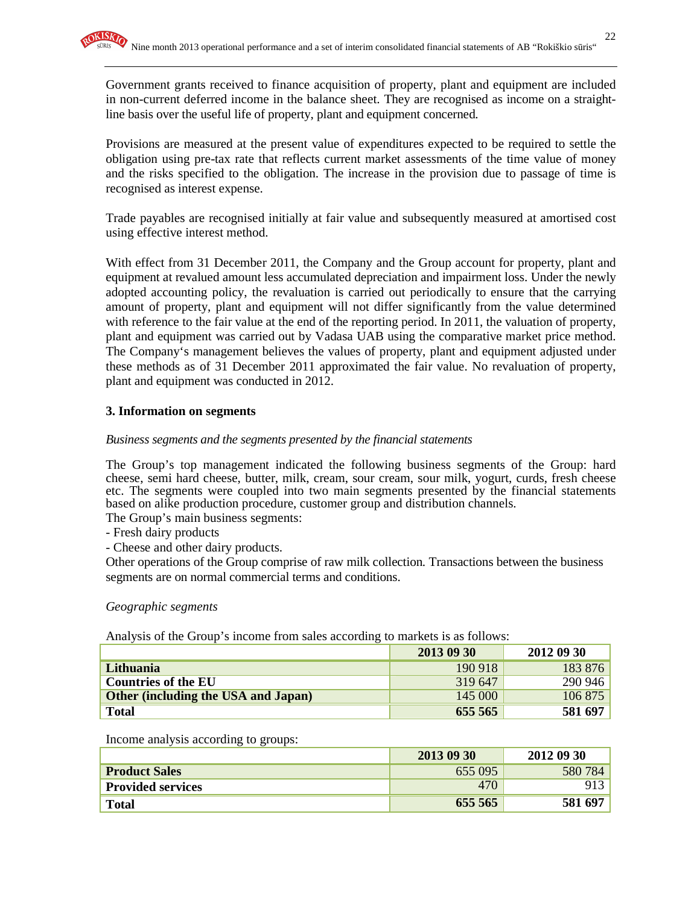Government grants received to finance acquisition of property, plant and equipment are included in non-current deferred income in the balance sheet. They are recognised as income on a straight-line basis over the useful life of property, plant and equipment concerned.

Provisions are measured at the present value of expenditures expected to be required to settle the obligation using pre-tax rate that reflects current market assessments of the time value of money and the risks specified to the obligation. The increase in the provision due to passage of time is recognised as interest expense.

Trade payables are recognised initially at fair value and subsequently measured at amortised cost using effective interest method.

With effect from 31 December 2011, the Company and the Group account for property, plant and equipment at revalued amount less accumulated depreciation and impairment loss. Under the newly adopted accounting policy, the revaluation is carried out periodically to ensure that the carrying amount of property, plant and equipment will not differ significantly from the value determined with reference to the fair value at the end of the reporting period. In 2011, the valuation of property, plant and equipment was carried out by Vadasa UAB using the comparative market price method. The Company‘s management believes the values of property, plant and equipment adjusted under these methods as of 31 December 2011 approximated the fair value. No revaluation of property, plant and equipment was conducted in 2012.

### 3. Information on segments

*Business segments and the segments presented by the financial statements*

The Group's top management indicated the following business segments of the Group: hard cheese, semi hard cheese, butter, milk, cream, sour cream, sour milk, yogurt, curds, fresh cheese etc. The segments were coupled into two main segments presented by the financial statements based on alike production procedure, customer group and distribution channels.

The Group's main business segments:

- Fresh dairy products
- Cheese and other dairy products.

Other operations of the Group comprise of raw milk collection. Transactions between the business segments are on normal commercial terms and conditions.

*Geographic segments*

Analysis of the Group's income from sales according to markets is as follows:

| | 2013 09 30 | 2012 09 30 |
|---|---|---|
| **Lithuania** | 190 918 | 183 876 |
| **Countries of the EU** | 319 647 | 290 946 |
| **Other (including the USA and Japan)** | 145 000 | 106 875 |
| **Total** | **655 565** | **581 697** |

Income analysis according to groups:

| | 2013 09 30 | 2012 09 30 |
|---|---|---|
| **Product Sales** | 655 095 | 580 784 |
| **Provided services** | 470 | 913 |
| **Total** | **655 565** | **581 697** |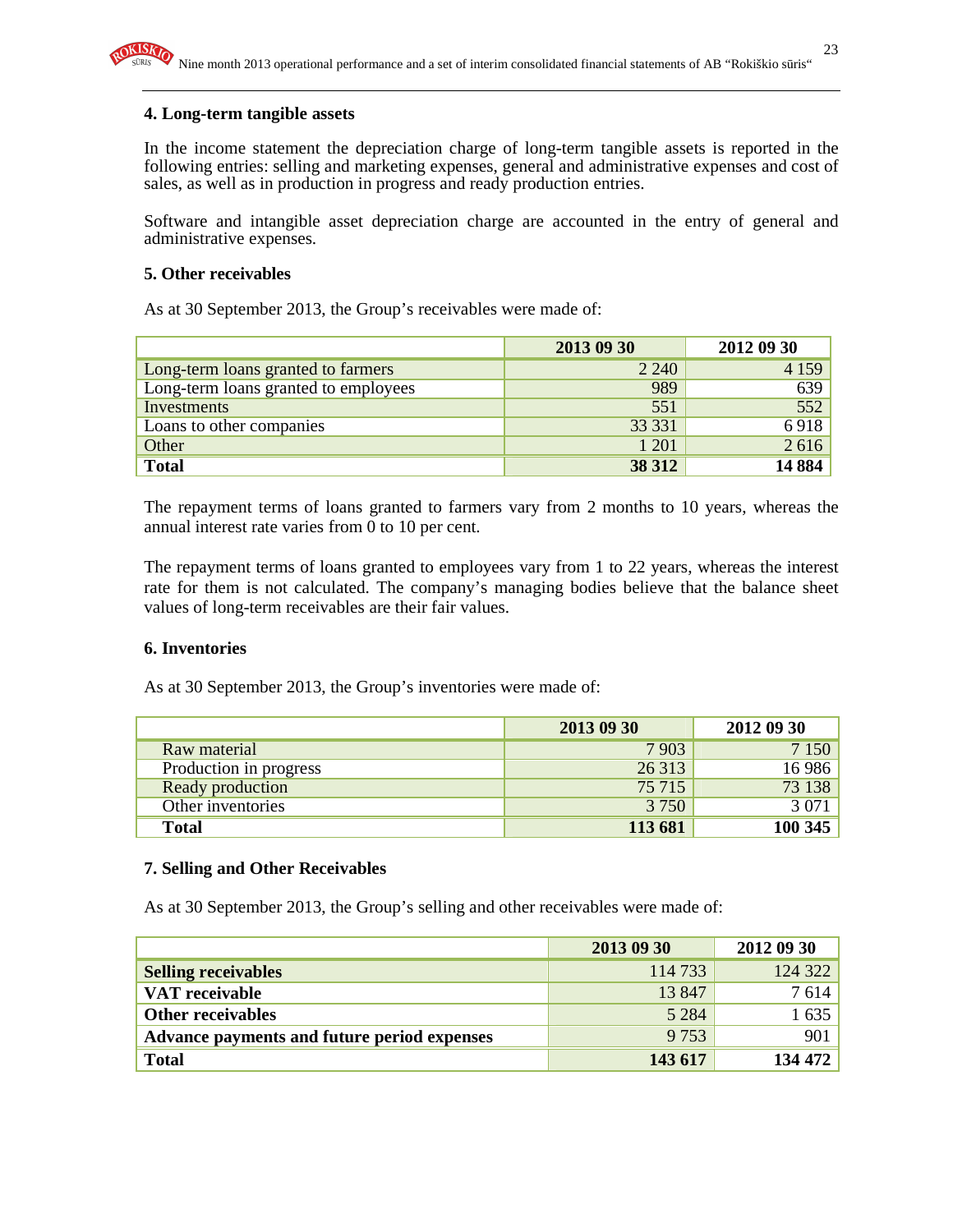## 4. Long-term tangible assets

In the income statement the depreciation charge of long-term tangible assets is reported in the following entries: selling and marketing expenses, general and administrative expenses and cost of sales, as well as in production in progress and ready production entries.

Software and intangible asset depreciation charge are accounted in the entry of general and administrative expenses.

## 5. Other receivables

As at 30 September 2013, the Group's receivables were made of:

| | 2013 09 30 | 2012 09 30 |
|---|---|---|
| Long-term loans granted to farmers | 2 240 | 4 159 |
| Long-term loans granted to employees | 989 | 639 |
| Investments | 551 | 552 |
| Loans to other companies | 33 331 | 6 918 |
| Other | 1 201 | 2 616 |
| **Total** | **38 312** | **14 884** |

The repayment terms of loans granted to farmers vary from 2 months to 10 years, whereas the annual interest rate varies from 0 to 10 per cent.

The repayment terms of loans granted to employees vary from 1 to 22 years, whereas the interest rate for them is not calculated. The company's managing bodies believe that the balance sheet values of long-term receivables are their fair values.

## 6. Inventories

As at 30 September 2013, the Group's inventories were made of:

| | 2013 09 30 | 2012 09 30 |
|---|---|---|
| Raw material | 7 903 | 7 150 |
| Production in progress | 26 313 | 16 986 |
| Ready production | 75 715 | 73 138 |
| Other inventories | 3 750 | 3 071 |
| **Total** | **113 681** | **100 345** |

## 7. Selling and Other Receivables

As at 30 September 2013, the Group's selling and other receivables were made of:

| | 2013 09 30 | 2012 09 30 |
|---|---|---|
| **Selling receivables** | 114 733 | 124 322 |
| **VAT receivable** | 13 847 | 7 614 |
| **Other receivables** | 5 284 | 1 635 |
| **Advance payments and future period expenses** | 9 753 | 901 |
| **Total** | **143 617** | **134 472** |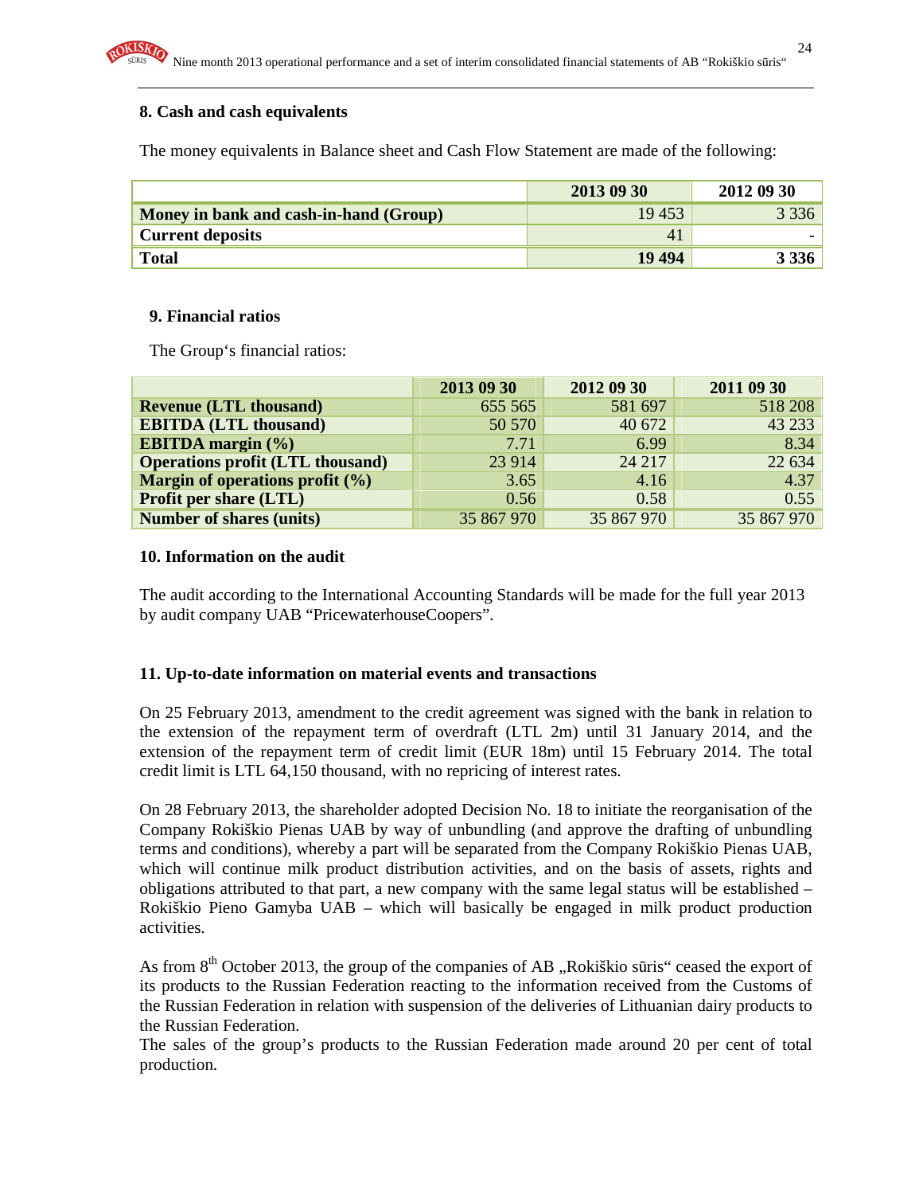## 8. Cash and cash equivalents

The money equivalents in Balance sheet and Cash Flow Statement are made of the following:

| | 2013 09 30 | 2012 09 30 |
|---|---|---|
| **Money in bank and cash-in-hand (Group)** | 19 453 | 3 336 |
| **Current deposits** | 41 | - |
| **Total** | **19 494** | **3 336** |

## 9. Financial ratios

The Group's financial ratios:

| | 2013 09 30 | 2012 09 30 | 2011 09 30 |
|---|---|---|---|
| **Revenue (LTL thousand)** | 655 565 | 581 697 | 518 208 |
| **EBITDA (LTL thousand)** | 50 570 | 40 672 | 43 233 |
| **EBITDA margin (%)** | 7.71 | 6.99 | 8.34 |
| **Operations profit (LTL thousand)** | 23 914 | 24 217 | 22 634 |
| **Margin of operations profit (%)** | 3.65 | 4.16 | 4.37 |
| **Profit per share (LTL)** | 0.56 | 0.58 | 0.55 |
| **Number of shares (units)** | 35 867 970 | 35 867 970 | 35 867 970 |

## 10. Information on the audit

The audit according to the International Accounting Standards will be made for the full year 2013 by audit company UAB "PricewaterhouseCoopers".

## 11. Up-to-date information on material events and transactions

On 25 February 2013, amendment to the credit agreement was signed with the bank in relation to the extension of the repayment term of overdraft (LTL 2m) until 31 January 2014, and the extension of the repayment term of credit limit (EUR 18m) until 15 February 2014. The total credit limit is LTL 64,150 thousand, with no repricing of interest rates.

On 28 February 2013, the shareholder adopted Decision No. 18 to initiate the reorganisation of the Company Rokiškio Pienas UAB by way of unbundling (and approve the drafting of unbundling terms and conditions), whereby a part will be separated from the Company Rokiškio Pienas UAB, which will continue milk product distribution activities, and on the basis of assets, rights and obligations attributed to that part, a new company with the same legal status will be established – Rokiškio Pieno Gamyba UAB – which will basically be engaged in milk product production activities.

As from 8th October 2013, the group of the companies of AB „Rokiškio sūris" ceased the export of its products to the Russian Federation reacting to the information received from the Customs of the Russian Federation in relation with suspension of the deliveries of Lithuanian dairy products to the Russian Federation.

The sales of the group's products to the Russian Federation made around 20 per cent of total production.